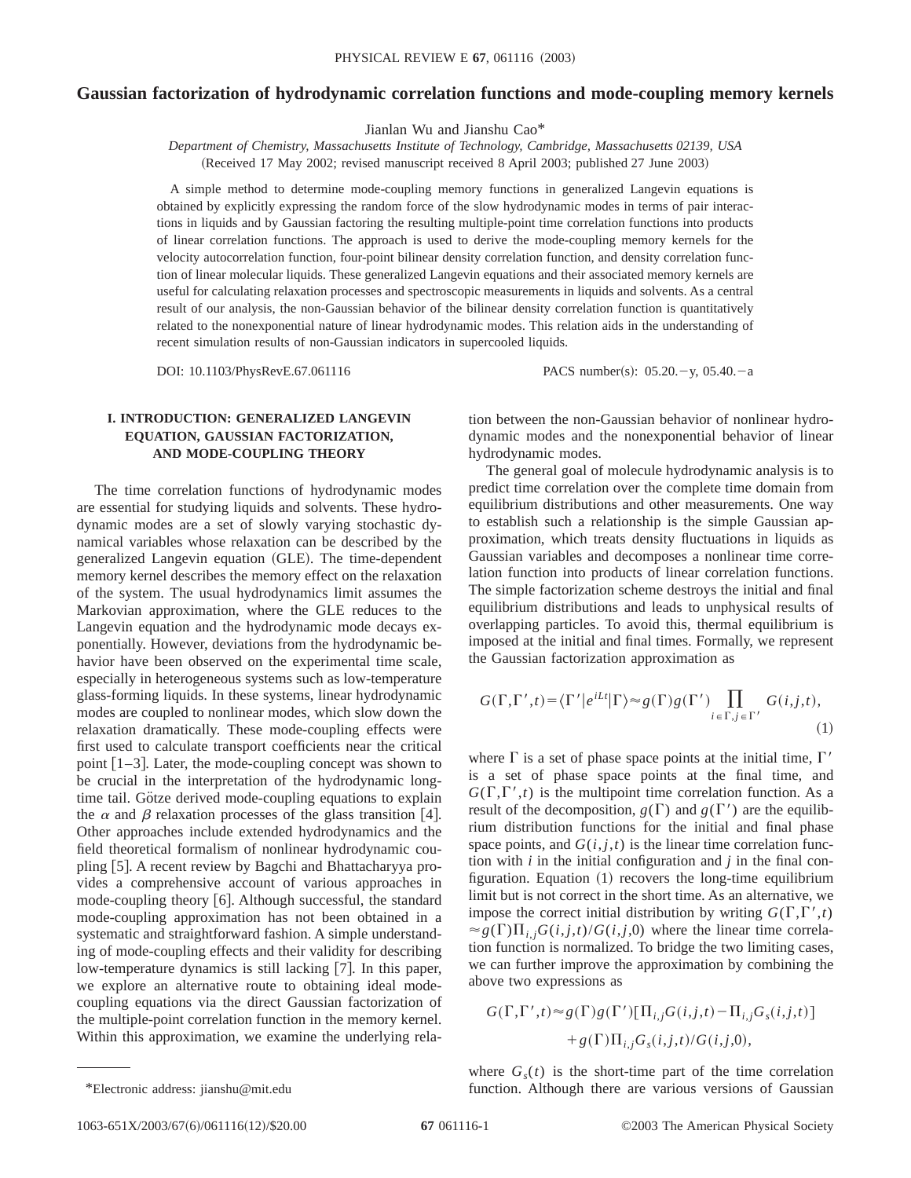# Gaussian factorization of hydrodynamic correlation functions and mode-coupling memory kernels

Jianlan Wu and Jianshu Cao*

*Department of Chemistry, Massachusetts Institute of Technology, Cambridge, Massachusetts 02139, USA*

(Received 17 May 2002; revised manuscript received 8 April 2003; published 27 June 2003)

A simple method to determine mode-coupling memory functions in generalized Langevin equations is obtained by explicitly expressing the random force of the slow hydrodynamic modes in terms of pair interactions in liquids and by Gaussian factoring the resulting multiple-point time correlation functions into products of linear correlation functions. The approach is used to derive the mode-coupling memory kernels for the velocity autocorrelation function, four-point bilinear density correlation function, and density correlation function of linear molecular liquids. These generalized Langevin equations and their associated memory kernels are useful for calculating relaxation processes and spectroscopic measurements in liquids and solvents. As a central result of our analysis, the non-Gaussian behavior of the bilinear density correlation function is quantitatively related to the nonexponential nature of linear hydrodynamic modes. This relation aids in the understanding of recent simulation results of non-Gaussian indicators in supercooled liquids.

DOI: 10.1103/PhysRevE.67.061116 PACS number(s): 05.20.−y, 05.40.−a

## I. INTRODUCTION: GENERALIZED LANGEVIN EQUATION, GAUSSIAN FACTORIZATION, AND MODE-COUPLING THEORY

The time correlation functions of hydrodynamic modes are essential for studying liquids and solvents. These hydrodynamic modes are a set of slowly varying stochastic dynamical variables whose relaxation can be described by the generalized Langevin equation (GLE). The time-dependent memory kernel describes the memory effect on the relaxation of the system. The usual hydrodynamics limit assumes the Markovian approximation, where the GLE reduces to the Langevin equation and the hydrodynamic mode decays exponentially. However, deviations from the hydrodynamic behavior have been observed on the experimental time scale, especially in heterogeneous systems such as low-temperature glass-forming liquids. In these systems, linear hydrodynamic modes are coupled to nonlinear modes, which slow down the relaxation dramatically. These mode-coupling effects were first used to calculate transport coefficients near the critical point [1–3]. Later, the mode-coupling concept was shown to be crucial in the interpretation of the hydrodynamic long-time tail. Götze derived mode-coupling equations to explain the $\alpha$ and $\beta$ relaxation processes of the glass transition [4]. Other approaches include extended hydrodynamics and the field theoretical formalism of nonlinear hydrodynamic coupling [5]. A recent review by Bagchi and Bhattacharyya provides a comprehensive account of various approaches in mode-coupling theory [6]. Although successful, the standard mode-coupling approximation has not been obtained in a systematic and straightforward fashion. A simple understanding of mode-coupling effects and their validity for describing low-temperature dynamics is still lacking [7]. In this paper, we explore an alternative route to obtaining ideal mode-coupling equations via the direct Gaussian factorization of the multiple-point correlation function in the memory kernel. Within this approximation, we examine the underlying relation between the non-Gaussian behavior of nonlinear hydrodynamic modes and the nonexponential behavior of linear hydrodynamic modes.

The general goal of molecule hydrodynamic analysis is to predict time correlation over the complete time domain from equilibrium distributions and other measurements. One way to establish such a relationship is the simple Gaussian approximation, which treats density fluctuations in liquids as Gaussian variables and decomposes a nonlinear time correlation function into products of linear correlation functions. The simple factorization scheme destroys the initial and final equilibrium distributions and leads to unphysical results of overlapping particles. To avoid this, thermal equilibrium is imposed at the initial and final times. Formally, we represent the Gaussian factorization approximation as

$$G(\Gamma,\Gamma',t)=\langle\Gamma'|e^{iLt}|\Gamma\rangle\approx g(\Gamma)g(\Gamma')\prod_{i\in\Gamma,j\in\Gamma'}G(i,j,t), \tag{1}$$

where $\Gamma$ is a set of phase space points at the initial time, $\Gamma'$ is a set of phase space points at the final time, and $G(\Gamma,\Gamma',t)$ is the multipoint time correlation function. As a result of the decomposition, $g(\Gamma)$ and $g(\Gamma')$ are the equilibrium distribution functions for the initial and final phase space points, and $G(i,j,t)$ is the linear time correlation function with $i$ in the initial configuration and $j$ in the final configuration. Equation (1) recovers the long-time equilibrium limit but is not correct in the short time. As an alternative, we impose the correct initial distribution by writing $G(\Gamma,\Gamma',t)\approx g(\Gamma)\Pi_{i,j}G(i,j,t)/G(i,j,0)$ where the linear time correlation function is normalized. To bridge the two limiting cases, we can further improve the approximation by combining the above two expressions as

$$G(\Gamma,\Gamma',t)\approx g(\Gamma)g(\Gamma')[\Pi_{i,j}G(i,j,t)-\Pi_{i,j}G_s(i,j,t)]+g(\Gamma)\Pi_{i,j}G_s(i,j,t)/G(i,j,0),$$

where $G_s(t)$ is the short-time part of the time correlation function. Although there are various versions of Gaussian

*Electronic address: jianshu@mit.edu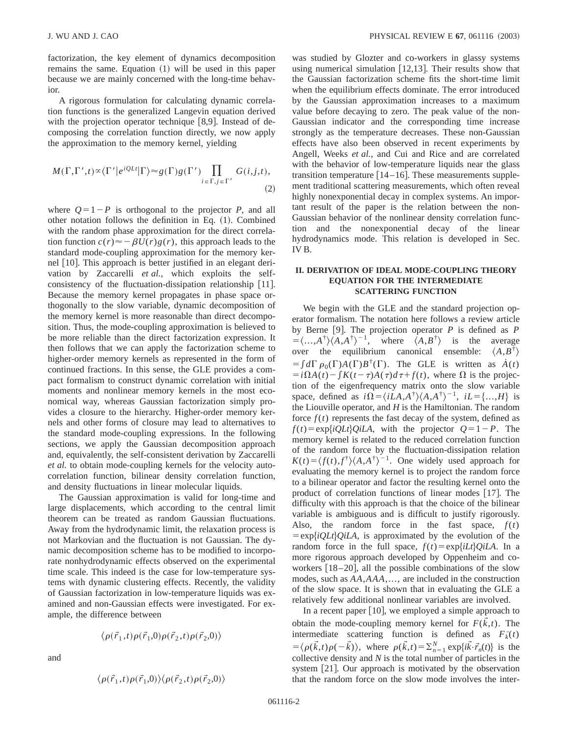factorization, the key element of dynamics decomposition remains the same. Equation (1) will be used in this paper because we are mainly concerned with the long-time behavior.

A rigorous formulation for calculating dynamic correlation functions is the generalized Langevin equation derived with the projection operator technique [8,9]. Instead of decomposing the correlation function directly, we now apply the approximation to the memory kernel, yielding

$$M(\Gamma,\Gamma',t) \propto \langle \Gamma' | e^{iQLt} | \Gamma \rangle \approx g(\Gamma) g(\Gamma') \prod_{i \in \Gamma, j \in \Gamma'} G(i,j,t), \tag{2}$$

where $Q = 1 - P$ is orthogonal to the projector $P$, and all other notation follows the definition in Eq. (1). Combined with the random phase approximation for the direct correlation function $c(r) \approx -\beta U(r) g(r)$, this approach leads to the standard mode-coupling approximation for the memory kernel [10]. This approach is better justified in an elegant derivation by Zaccarelli *et al.*, which exploits the self-consistency of the fluctuation-dissipation relationship [11]. Because the memory kernel propagates in phase space orthogonally to the slow variable, dynamic decomposition of the memory kernel is more reasonable than direct decomposition. Thus, the mode-coupling approximation is believed to be more reliable than the direct factorization expression. It then follows that we can apply the factorization scheme to higher-order memory kernels as represented in the form of continued fractions. In this sense, the GLE provides a compact formalism to construct dynamic correlation with initial moments and nonlinear memory kernels in the most economical way, whereas Gaussian factorization simply provides a closure to the hierarchy. Higher-order memory kernels and other forms of closure may lead to alternatives to the standard mode-coupling expressions. In the following sections, we apply the Gaussian decomposition approach and, equivalently, the self-consistent derivation by Zaccarelli *et al.* to obtain mode-coupling kernels for the velocity autocorrelation function, bilinear density correlation function, and density fluctuations in linear molecular liquids.

The Gaussian approximation is valid for long-time and large displacements, which according to the central limit theorem can be treated as random Gaussian fluctuations. Away from the hydrodynamic limit, the relaxation process is not Markovian and the fluctuation is not Gaussian. The dynamic decomposition scheme has to be modified to incorporate nonhydrodynamic effects observed on the experimental time scale. This indeed is the case for low-temperature systems with dynamic clustering effects. Recently, the validity of Gaussian factorization in low-temperature liquids was examined and non-Gaussian effects were investigated. For example, the difference between

$$\langle \rho(\vec{r}_1,t)\rho(\vec{r}_1,0)\rho(\vec{r}_2,t)\rho(\vec{r}_2,0)\rangle$$

and

$$\langle \rho(\vec{r}_1,t)\rho(\vec{r}_1,0)\rangle\langle \rho(\vec{r}_2,t)\rho(\vec{r}_2,0)\rangle$$

was studied by Glotzer and co-workers in glassy systems using numerical simulation [12,13]. Their results show that the Gaussian factorization scheme fits the short-time limit when the equilibrium effects dominate. The error introduced by the Gaussian approximation increases to a maximum value before decaying to zero. The peak value of the non-Gaussian indicator and the corresponding time increase strongly as the temperature decreases. These non-Gaussian effects have also been observed in recent experiments by Angell, Weeks *et al.*, and Cui and Rice and are correlated with the behavior of low-temperature liquids near the glass transition temperature [14–16]. These measurements supplement traditional scattering measurements, which often reveal highly nonexponential decay in complex systems. An important result of the paper is the relation between the non-Gaussian behavior of the nonlinear density correlation function and the nonexponential decay of the linear hydrodynamics mode. This relation is developed in Sec. IV B.

## II. DERIVATION OF IDEAL MODE-COUPLING THEORY EQUATION FOR THE INTERMEDIATE SCATTERING FUNCTION

We begin with the GLE and the standard projection operator formalism. The notation here follows a review article by Berne [9]. The projection operator $P$ is defined as $P = \langle \ldots, A^\dagger \rangle \langle A, A^\dagger \rangle^{-1}$, where $\langle A, B^\dagger \rangle$ is the average over the equilibrium canonical ensemble: $\langle A, B^\dagger \rangle = \int d\Gamma\, \rho_0(\Gamma) A(\Gamma) B^\dagger(\Gamma)$. The GLE is written as $\dot{A}(t) = i\Omega A(t) - \int K(t-\tau) A(\tau) d\tau + f(t)$, where $\Omega$ is the projection of the eigenfrequency matrix onto the slow variable space, defined as $i\Omega = \langle iLA, A^\dagger \rangle \langle A, A^\dagger \rangle^{-1}$, $iL = \{\ldots, H\}$ is the Liouville operator, and $H$ is the Hamiltonian. The random force $f(t)$ represents the fast decay of the system, defined as $f(t) = \exp\{iQLt\} QiLA$, with the projector $Q = 1 - P$. The memory kernel is related to the reduced correlation function of the random force by the fluctuation-dissipation relation $K(t) = \langle f(t), f^\dagger \rangle \langle A, A^\dagger \rangle^{-1}$. One widely used approach for evaluating the memory kernel is to project the random force to a bilinear operator and factor the resulting kernel onto the product of correlation functions of linear modes [17]. The difficulty with this approach is that the choice of the bilinear variable is ambiguous and is difficult to justify rigorously. Also, the random force in the fast space, $f(t) = \exp\{iQLt\} QiLA$, is approximated by the evolution of the random force in the full space, $f(t) = \exp\{iLt\} QiLA$. In a more rigorous approach developed by Oppenheim and co-workers [18–20], all the possible combinations of the slow modes, such as $AA, AAA, \ldots$, are included in the construction of the slow space. It is shown that in evaluating the GLE a relatively few additional nonlinear variables are involved.

In a recent paper [10], we employed a simple approach to obtain the mode-coupling memory kernel for $F(\vec{k},t)$. The intermediate scattering function is defined as $F_{\vec{k}}(t) = \langle \rho(\vec{k},t) \rho(-\vec{k}) \rangle$, where $\rho(\vec{k},t) = \sum_{n=1}^{N} \exp\{i\vec{k}\cdot\vec{r}_n(t)\}$ is the collective density and $N$ is the total number of particles in the system [21]. Our approach is motivated by the observation that the random force on the slow mode involves the inter-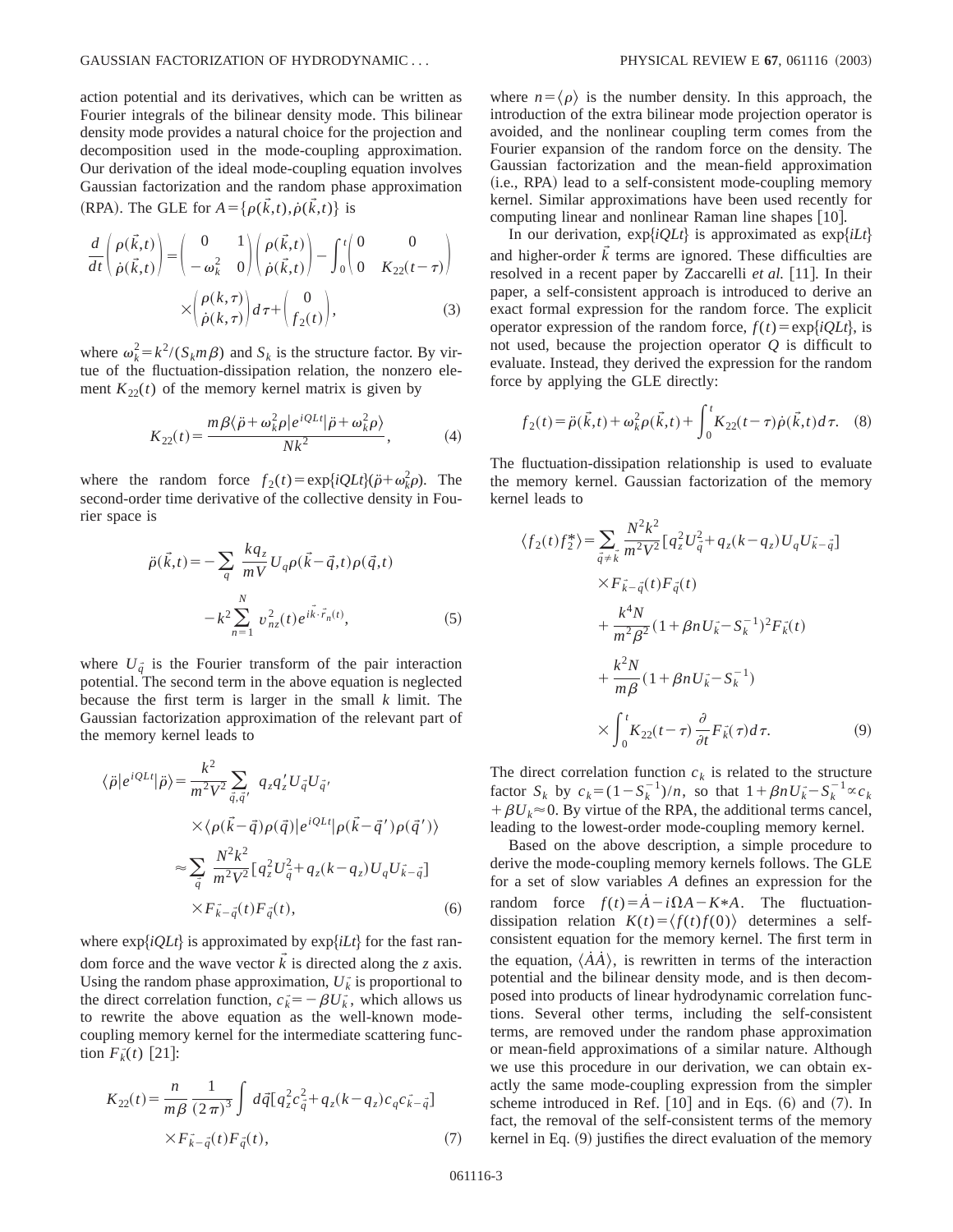action potential and its derivatives, which can be written as Fourier integrals of the bilinear density mode. This bilinear density mode provides a natural choice for the projection and decomposition used in the mode-coupling approximation. Our derivation of the ideal mode-coupling equation involves Gaussian factorization and the random phase approximation (RPA). The GLE for $A=\{\rho(\vec{k},t),\dot{\rho}(\vec{k},t)\}$ is

$$\frac{d}{dt}\begin{pmatrix}\rho(\vec{k},t)\\ \dot{\rho}(\vec{k},t)\end{pmatrix}=\begin{pmatrix}0 & 1\\ -\omega_k^2 & 0\end{pmatrix}\begin{pmatrix}\rho(\vec{k},t)\\ \dot{\rho}(\vec{k},t)\end{pmatrix}-\int_0^t\begin{pmatrix}0 & 0\\ 0 & K_{22}(t-\tau)\end{pmatrix}\times\begin{pmatrix}\rho(k,\tau)\\ \dot{\rho}(k,\tau)\end{pmatrix}d\tau+\begin{pmatrix}0\\ f_2(t)\end{pmatrix},\tag{3}$$

where $\omega_k^2=k^2/(S_k m\beta)$ and $S_k$ is the structure factor. By virtue of the fluctuation-dissipation relation, the nonzero element $K_{22}(t)$ of the memory kernel matrix is given by

$$K_{22}(t)=\frac{m\beta\langle\ddot{\rho}+\omega_k^2\rho|e^{iQLt}|\ddot{\rho}+\omega_k^2\rho\rangle}{Nk^2},\tag{4}$$

where the random force $f_2(t)=\exp\{iQLt\}(\ddot{\rho}+\omega_k^2\rho)$. The second-order time derivative of the collective density in Fourier space is

$$\ddot{\rho}(\vec{k},t)=-\sum_q\frac{kq_z}{mV}U_q\rho(\vec{k}-\vec{q},t)\rho(\vec{q},t)-k^2\sum_{n=1}^{N}v_{nz}^2(t)e^{i\vec{k}\cdot\vec{r}_n(t)},\tag{5}$$

where $U_{\vec{q}}$ is the Fourier transform of the pair interaction potential. The second term in the above equation is neglected because the first term is larger in the small $k$ limit. The Gaussian factorization approximation of the relevant part of the memory kernel leads to

$$\begin{aligned}\langle\ddot{\rho}|e^{iQLt}|\ddot{\rho}\rangle&=\frac{k^2}{m^2V^2}\sum_{\vec{q},\vec{q}'}q_zq_z'U_{\vec{q}}U_{\vec{q}'}\times\langle\rho(\vec{k}-\vec{q})\rho(\vec{q})|e^{iQLt}|\rho(\vec{k}-\vec{q}')\rho(\vec{q}')\rangle\\&\approx\sum_{\vec{q}}\frac{N^2k^2}{m^2V^2}[q_z^2U_{\vec{q}}^2+q_z(k-q_z)U_qU_{\vec{k}-\vec{q}}]\times F_{\vec{k}-\vec{q}}(t)F_{\vec{q}}(t),\end{aligned}\tag{6}$$

where $\exp\{iQLt\}$ is approximated by $\exp\{iLt\}$ for the fast random force and the wave vector $\vec{k}$ is directed along the $z$ axis. Using the random phase approximation, $U_{\vec{k}}$ is proportional to the direct correlation function, $c_{\vec{k}}=-\beta U_{\vec{k}}$, which allows us to rewrite the above equation as the well-known mode-coupling memory kernel for the intermediate scattering function $F_{\vec{k}}(t)$ [21]:

$$K_{22}(t)=\frac{n}{m\beta}\frac{1}{(2\pi)^3}\int d\vec{q}[q_z^2c_{\vec{q}}^2+q_z(k-q_z)c_qc_{\vec{k}-\vec{q}}]\times F_{\vec{k}-\vec{q}}(t)F_{\vec{q}}(t),\tag{7}$$

where $n=\langle\rho\rangle$ is the number density. In this approach, the introduction of the extra bilinear mode projection operator is avoided, and the nonlinear coupling term comes from the Fourier expansion of the random force on the density. The Gaussian factorization and the mean-field approximation (i.e., RPA) lead to a self-consistent mode-coupling memory kernel. Similar approximations have been used recently for computing linear and nonlinear Raman line shapes [10].

In our derivation, $\exp\{iQLt\}$ is approximated as $\exp\{iLt\}$ and higher-order $\vec{k}$ terms are ignored. These difficulties are resolved in a recent paper by Zaccarelli *et al.* [11]. In their paper, a self-consistent approach is introduced to derive an exact formal expression for the random force. The explicit operator expression of the random force, $f(t)=\exp\{iQLt\}$, is not used, because the projection operator $Q$ is difficult to evaluate. Instead, they derived the expression for the random force by applying the GLE directly:

$$f_2(t)=\ddot{\rho}(\vec{k},t)+\omega_k^2\rho(\vec{k},t)+\int_0^tK_{22}(t-\tau)\dot{\rho}(\vec{k},t)d\tau.\tag{8}$$

The fluctuation-dissipation relationship is used to evaluate the memory kernel. Gaussian factorization of the memory kernel leads to

$$\begin{aligned}\langle f_2(t)f_2^*\rangle=&\sum_{\vec{q}\neq\vec{k}}\frac{N^2k^2}{m^2V^2}[q_z^2U_{\vec{q}}^2+q_z(k-q_z)U_qU_{\vec{k}-\vec{q}}]\times F_{\vec{k}-\vec{q}}(t)F_{\vec{q}}(t)\\&+\frac{k^4N}{m^2\beta^2}(1+\beta nU_{\vec{k}}-S_{\vec{k}}^{-1})^2F_{\vec{k}}(t)\\&+\frac{k^2N}{m\beta}(1+\beta nU_{\vec{k}}-S_{\vec{k}}^{-1})\times\int_0^tK_{22}(t-\tau)\frac{\partial}{\partial t}F_{\vec{k}}(\tau)d\tau.\end{aligned}\tag{9}$$

The direct correlation function $c_k$ is related to the structure factor $S_k$ by $c_k=(1-S_k^{-1})/n$, so that $1+\beta nU_{\vec{k}}-S_k^{-1}\propto c_k+\beta U_k\approx 0$. By virtue of the RPA, the additional terms cancel, leading to the lowest-order mode-coupling memory kernel.

Based on the above description, a simple procedure to derive the mode-coupling memory kernels follows. The GLE for a set of slow variables $A$ defines an expression for the random force $f(t)=\dot{A}-i\Omega A-K*A$. The fluctuation-dissipation relation $K(t)=\langle f(t)f(0)\rangle$ determines a self-consistent equation for the memory kernel. The first term in the equation, $\langle\dot{A}\dot{A}\rangle$, is rewritten in terms of the interaction potential and the bilinear density mode, and is then decomposed into products of linear hydrodynamic correlation functions. Several other terms, including the self-consistent terms, are removed under the random phase approximation or mean-field approximations of a similar nature. Although we use this procedure in our derivation, we can obtain exactly the same mode-coupling expression from the simpler scheme introduced in Ref. [10] and in Eqs. (6) and (7). In fact, the removal of the self-consistent terms of the memory kernel in Eq. (9) justifies the direct evaluation of the memory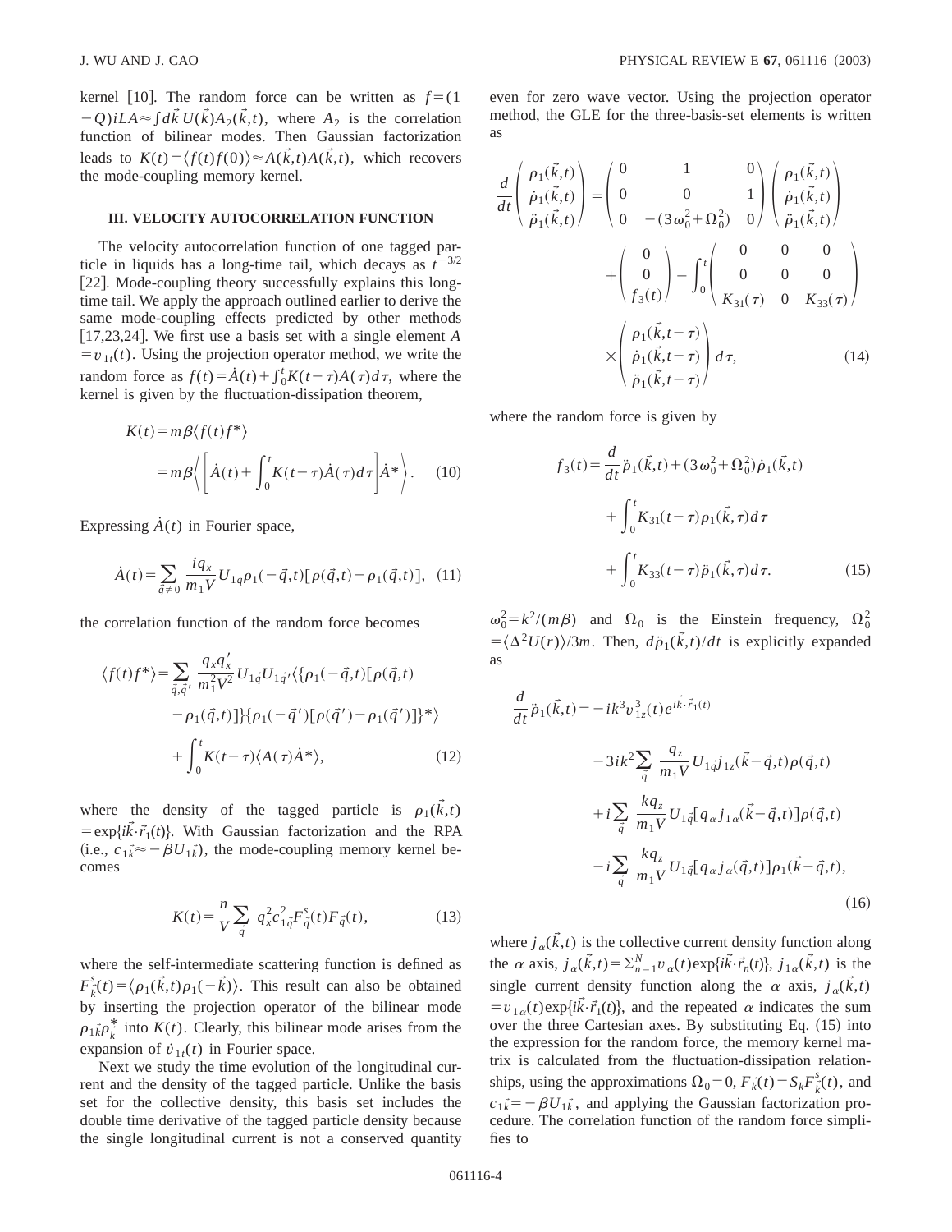kernel [10]. The random force can be written as $f=(1-Q)iLA \approx \int d\vec{k}\, U(\vec{k}) A_2(\vec{k},t)$, where $A_2$ is the correlation function of bilinear modes. Then Gaussian factorization leads to $K(t)=\langle f(t) f(0)\rangle \approx A(\vec{k},t)A(\vec{k},t)$, which recovers the mode-coupling memory kernel.

### III. VELOCITY AUTOCORRELATION FUNCTION

The velocity autocorrelation function of one tagged particle in liquids has a long-time tail, which decays as $t^{-3/2}$ [22]. Mode-coupling theory successfully explains this long-time tail. We apply the approach outlined earlier to derive the same mode-coupling effects predicted by other methods [17,23,24]. We first use a basis set with a single element $A = v_{1t}(t)$. Using the projection operator method, we write the random force as $f(t)=\dot{A}(t)+\int_0^t K(t-\tau)A(\tau)d\tau$, where the kernel is given by the fluctuation-dissipation theorem,

$$K(t)=m\beta\langle f(t) f^* \rangle = m\beta\left\langle \left[\dot{A}(t)+\int_0^t K(t-\tau)\dot{A}(\tau)d\tau\right]\dot{A}^*\right\rangle. \quad (10)$$

Expressing $\dot{A}(t)$ in Fourier space,

$$\dot{A}(t)=\sum_{\vec{q}\neq 0}\frac{iq_x}{m_1 V}U_{1q}\rho_1(-\vec{q},t)[\rho(\vec{q},t)-\rho_1(\vec{q},t)], \quad (11)$$

the correlation function of the random force becomes

$$\langle f(t) f^*\rangle = \sum_{\vec{q},\vec{q}'}\frac{q_x q_x'}{m_1^2 V^2}U_{1\vec{q}}U_{1\vec{q}'}\langle\{\rho_1(-\vec{q},t)[\rho(\vec{q},t)-\rho_1(\vec{q},t)]\}\{\rho_1(-\vec{q}')[\rho(\vec{q}')-\rho_1(\vec{q}')]\}^*\rangle + \int_0^t K(t-\tau)\langle A(\tau)\dot{A}^*\rangle, \quad (12)$$

where the density of the tagged particle is $\rho_1(\vec{k},t) = \exp\{i\vec{k}\cdot\vec{r}_1(t)\}$. With Gaussian factorization and the RPA (i.e., $c_{1\vec{k}} \approx -\beta U_{1\vec{k}}$), the mode-coupling memory kernel becomes

$$K(t)=\frac{n}{V}\sum_{\vec{q}} q_x^2 c_{1\vec{q}}^2 F_{\vec{q}}^s(t) F_{\vec{q}}(t), \quad (13)$$

where the self-intermediate scattering function is defined as $F_{\vec{k}}^s(t)=\langle\rho_1(\vec{k},t)\rho_1(-\vec{k})\rangle$. This result can also be obtained by inserting the projection operator of the bilinear mode $\rho_{1\vec{k}}\rho_{\vec{k}}^*$ into $K(t)$. Clearly, this bilinear mode arises from the expansion of $\dot{v}_{1t}(t)$ in Fourier space.

Next we study the time evolution of the longitudinal current and the density of the tagged particle. Unlike the basis set for the collective density, this basis set includes the double time derivative of the tagged particle density because the single longitudinal current is not a conserved quantity even for zero wave vector. Using the projection operator method, the GLE for the three-basis-set elements is written as

$$\frac{d}{dt}\begin{pmatrix}\rho_1(\vec{k},t)\\ \dot{\rho}_1(\vec{k},t)\\ \ddot{\rho}_1(\vec{k},t)\end{pmatrix} = \begin{pmatrix}0 & 1 & 0\\ 0 & 0 & 1\\ 0 & -(3\omega_0^2+\Omega_0^2) & 0\end{pmatrix}\begin{pmatrix}\rho_1(\vec{k},t)\\ \dot{\rho}_1(\vec{k},t)\\ \ddot{\rho}_1(\vec{k},t)\end{pmatrix} + \begin{pmatrix}0\\0\\f_3(t)\end{pmatrix} - \int_0^t\begin{pmatrix}0&0&0\\0&0&0\\K_{31}(\tau)&0&K_{33}(\tau)\end{pmatrix}\times\begin{pmatrix}\rho_1(\vec{k},t-\tau)\\ \dot{\rho}_1(\vec{k},t-\tau)\\ \ddot{\rho}_1(\vec{k},t-\tau)\end{pmatrix}d\tau, \quad (14)$$

where the random force is given by

$$f_3(t)=\frac{d}{dt}\ddot{\rho}_1(\vec{k},t)+(3\omega_0^2+\Omega_0^2)\dot{\rho}_1(\vec{k},t) + \int_0^t K_{31}(t-\tau)\rho_1(\vec{k},\tau)d\tau + \int_0^t K_{33}(t-\tau)\ddot{\rho}_1(\vec{k},\tau)d\tau. \quad (15)$$

$\omega_0^2=k^2/(m\beta)$ and $\Omega_0$ is the Einstein frequency, $\Omega_0^2 = \langle\Delta^2 U(r)\rangle/3m$. Then, $d\ddot{\rho}_1(\vec{k},t)/dt$ is explicitly expanded as

$$\frac{d}{dt}\ddot{\rho}_1(\vec{k},t) = -ik^3 v_{1z}^3(t)e^{i\vec{k}\cdot\vec{r}_1(t)} - 3ik^2\sum_{\vec{q}}\frac{q_z}{m_1 V}U_{1\vec{q}}j_{1z}(\vec{k}-\vec{q},t)\rho(\vec{q},t) + i\sum_{\vec{q}}\frac{kq_z}{m_1 V}U_{1\vec{q}}[q_\alpha j_{1\alpha}(\vec{k}-\vec{q},t)]\rho(\vec{q},t) - i\sum_{\vec{q}}\frac{kq_z}{m_1 V}U_{1\vec{q}}[q_\alpha j_\alpha(\vec{q},t)]\rho_1(\vec{k}-\vec{q},t), \quad (16)$$

where $j_\alpha(\vec{k},t)$ is the collective current density function along the $\alpha$ axis, $j_\alpha(\vec{k},t)=\sum_{n=1}^N v_\alpha(t)\exp\{i\vec{k}\cdot\vec{r}_n(t)\}$, $j_{1\alpha}(\vec{k},t)$ is the single current density function along the $\alpha$ axis, $j_\alpha(\vec{k},t) = v_{1\alpha}(t)\exp\{i\vec{k}\cdot\vec{r}_1(t)\}$, and the repeated $\alpha$ indicates the sum over the three Cartesian axes. By substituting Eq. (15) into the expression for the random force, the memory kernel matrix is calculated from the fluctuation-dissipation relationships, using the approximations $\Omega_0=0$, $F_{\vec{k}}(t)=S_k F_{\vec{k}}^s(t)$, and $c_{1\vec{k}}=-\beta U_{1\vec{k}}$, and applying the Gaussian factorization procedure. The correlation function of the random force simplifies to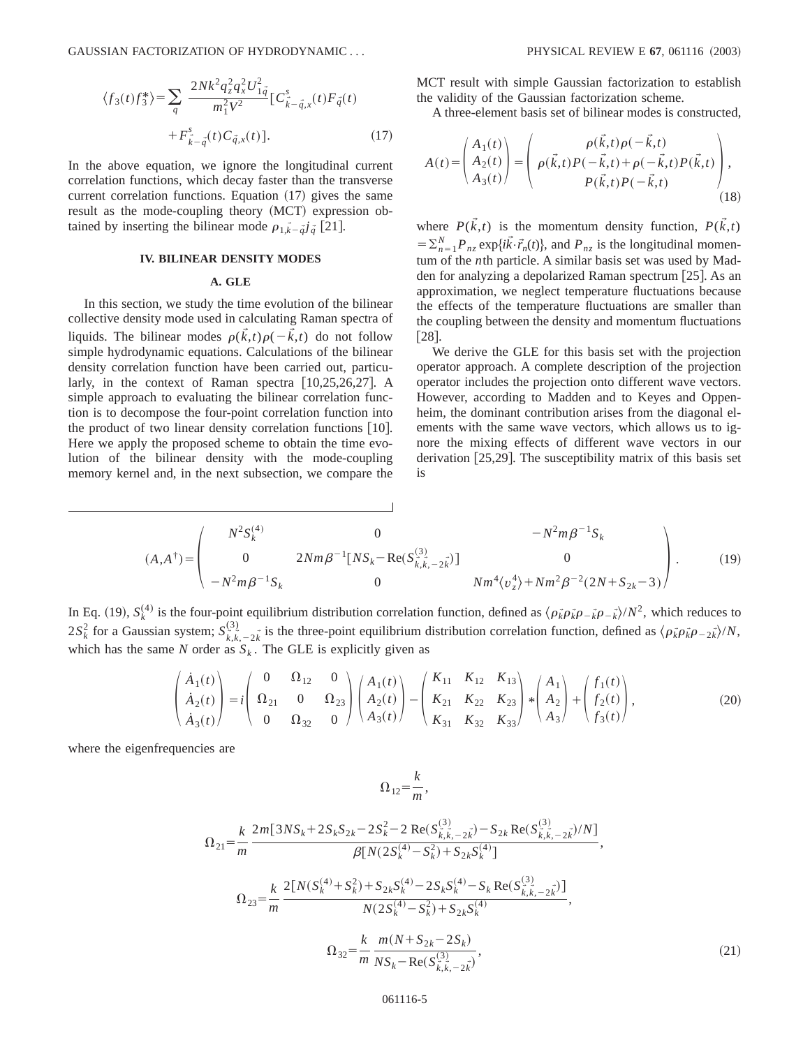$$\langle f_3(t) f_3^* \rangle = \sum_q \frac{2Nk^2 q_z^2 q_x^2 U_{1\vec{q}}^2}{m_1^2 V^2} [C^s_{\vec{k}-\vec{q},x}(t) F_{\vec{q}}(t) + F^s_{\vec{k}-\vec{q}}(t) C_{\vec{q},x}(t)]. \tag{17}$$

In the above equation, we ignore the longitudinal current correlation functions, which decay faster than the transverse current correlation functions. Equation (17) gives the same result as the mode-coupling theory (MCT) expression obtained by inserting the bilinear mode $\rho_{1,\vec{k}-\vec{q}} j_{\vec{q}}$ [21].

## IV. BILINEAR DENSITY MODES

### A. GLE

In this section, we study the time evolution of the bilinear collective density mode used in calculating Raman spectra of liquids. The bilinear modes $\rho(\vec{k},t)\rho(-\vec{k},t)$ do not follow simple hydrodynamic equations. Calculations of the bilinear density correlation function have been carried out, particularly, in the context of Raman spectra [10,25,26,27]. A simple approach to evaluating the bilinear correlation function is to decompose the four-point correlation function into the product of two linear density correlation functions [10]. Here we apply the proposed scheme to obtain the time evolution of the bilinear density with the mode-coupling memory kernel and, in the next subsection, we compare the MCT result with simple Gaussian factorization to establish the validity of the Gaussian factorization scheme.

A three-element basis set of bilinear modes is constructed,

$$A(t) = \begin{pmatrix} A_1(t) \\ A_2(t) \\ A_3(t) \end{pmatrix} = \begin{pmatrix} \rho(\vec{k},t)\rho(-\vec{k},t) \\ \rho(\vec{k},t)P(-\vec{k},t) + \rho(-\vec{k},t)P(\vec{k},t) \\ P(\vec{k},t)P(-\vec{k},t) \end{pmatrix}, \tag{18}$$

where $P(\vec{k},t)$ is the momentum density function, $P(\vec{k},t) = \sum_{n=1}^N P_{nz} \exp\{i\vec{k}\cdot\vec{r}_n(t)\}$, and $P_{nz}$ is the longitudinal momentum of the $n$th particle. A similar basis set was used by Madden for analyzing a depolarized Raman spectrum [25]. As an approximation, we neglect temperature fluctuations because the effects of the temperature fluctuations are smaller than the coupling between the density and momentum fluctuations [28].

We derive the GLE for this basis set with the projection operator approach. A complete description of the projection operator includes the projection onto different wave vectors. However, according to Madden and to Keyes and Oppenheim, the dominant contribution arises from the diagonal elements with the same wave vectors, which allows us to ignore the mixing effects of different wave vectors in our derivation [25,29]. The susceptibility matrix of this basis set is

$$(A, A^\dagger) = \begin{pmatrix} N^2 S_k^{(4)} & 0 & -N^2 m\beta^{-1} S_k \\ 0 & 2Nm\beta^{-1}[NS_k - \mathrm{Re}(S^{(3)}_{\vec{k},\vec{k},-2\vec{k}})] & 0 \\ -N^2 m\beta^{-1} S_k & 0 & Nm^4\langle v_z^4\rangle + Nm^2\beta^{-2}(2N + S_{2k} - 3) \end{pmatrix}. \tag{19}$$

In Eq. (19), $S_k^{(4)}$ is the four-point equilibrium distribution correlation function, defined as $\langle \rho_{\vec{k}}\rho_{\vec{k}}\rho_{-\vec{k}}\rho_{-\vec{k}}\rangle/N^2$, which reduces to $2S_k^2$ for a Gaussian system; $S^{(3)}_{\vec{k},\vec{k},-2\vec{k}}$ is the three-point equilibrium distribution correlation function, defined as $\langle \rho_{\vec{k}}\rho_{\vec{k}}\rho_{-2\vec{k}}\rangle/N$, which has the same $N$ order as $S_k$. The GLE is explicitly given as

$$\begin{pmatrix} \dot{A}_1(t) \\ \dot{A}_2(t) \\ \dot{A}_3(t) \end{pmatrix} = i \begin{pmatrix} 0 & \Omega_{12} & 0 \\ \Omega_{21} & 0 & \Omega_{23} \\ 0 & \Omega_{32} & 0 \end{pmatrix} \begin{pmatrix} A_1(t) \\ A_2(t) \\ A_3(t) \end{pmatrix} - \begin{pmatrix} K_{11} & K_{12} & K_{13} \\ K_{21} & K_{22} & K_{23} \\ K_{31} & K_{32} & K_{33} \end{pmatrix} * \begin{pmatrix} A_1 \\ A_2 \\ A_3 \end{pmatrix} + \begin{pmatrix} f_1(t) \\ f_2(t) \\ f_3(t) \end{pmatrix}, \tag{20}$$

where the eigenfrequencies are

$$\Omega_{12} = \frac{k}{m},$$

$$\Omega_{21} = \frac{k}{m} \frac{2m[3NS_k + 2S_k S_{2k} - 2S_k^2 - 2\,\mathrm{Re}(S^{(3)}_{\vec{k},\vec{k},-2\vec{k}}) - S_{2k}\,\mathrm{Re}(S^{(3)}_{\vec{k},\vec{k},-2\vec{k}})/N]}{\beta[N(2S_k^{(4)} - S_k^2) + S_{2k} S_k^{(4)}]},$$

$$\Omega_{23} = \frac{k}{m} \frac{2[N(S_k^{(4)} + S_k^2) + S_{2k}S_k^{(4)} - 2S_k S_k^{(4)} - S_k\,\mathrm{Re}(S^{(3)}_{\vec{k},\vec{k},-2\vec{k}})]}{N(2S_k^{(4)} - S_k^2) + S_{2k}S_k^{(4)}},$$

$$\Omega_{32} = \frac{k}{m} \frac{m(N + S_{2k} - 2S_k)}{NS_k - \mathrm{Re}(S^{(3)}_{\vec{k},\vec{k},-2\vec{k}})}, \tag{21}$$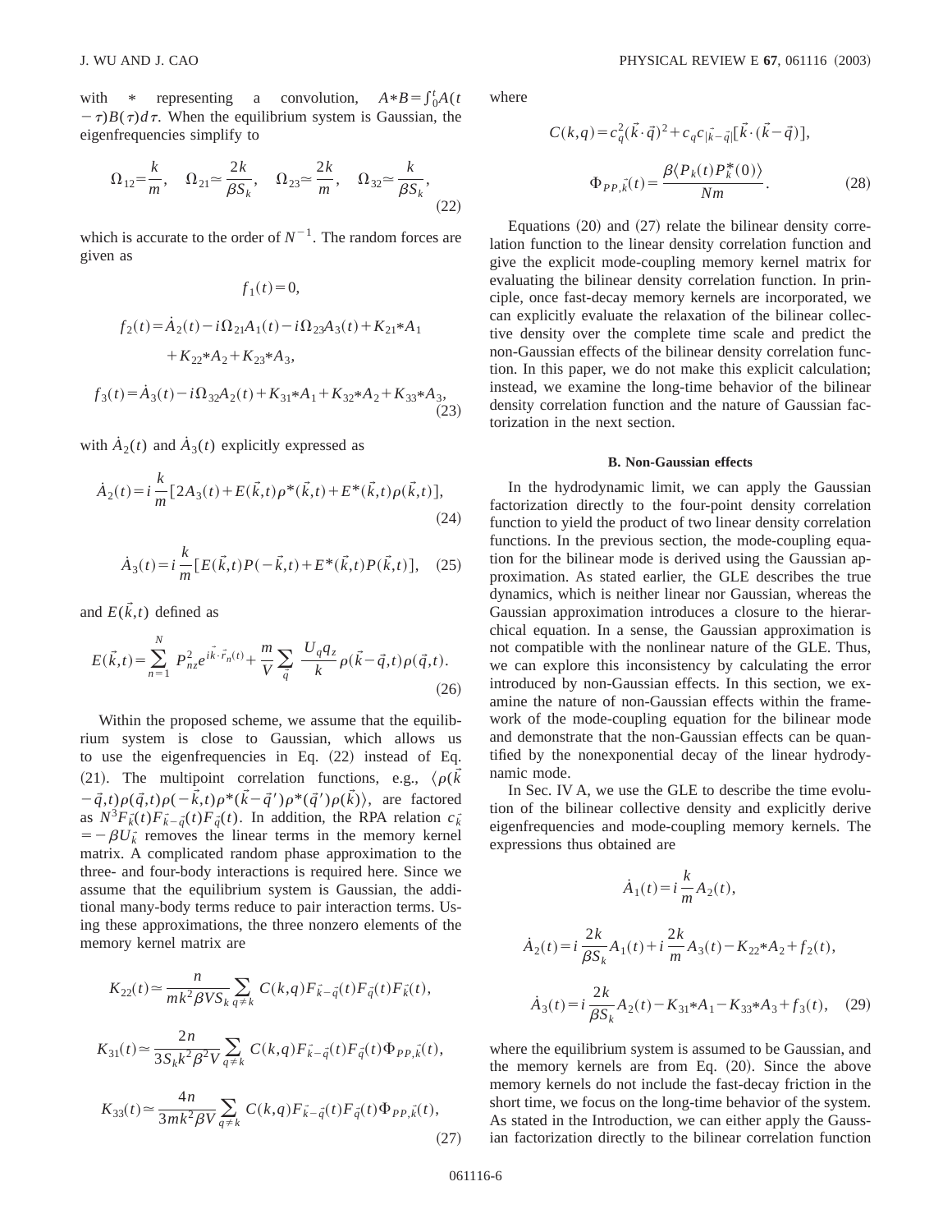with $*$ representing a convolution, $A*B=\int_0^t A(t-\tau)B(\tau)d\tau$. When the equilibrium system is Gaussian, the eigenfrequencies simplify to

$$\Omega_{12}=\frac{k}{m},\quad \Omega_{21}\simeq\frac{2k}{\beta S_k},\quad \Omega_{23}\simeq\frac{2k}{m},\quad \Omega_{32}\simeq\frac{k}{\beta S_k},\tag{22}$$

which is accurate to the order of $N^{-1}$. The random forces are given as

$$f_1(t)=0,$$

$$f_2(t)=\dot{A}_2(t)-i\Omega_{21}A_1(t)-i\Omega_{23}A_3(t)+K_{21}*A_1+K_{22}*A_2+K_{23}*A_3,$$

$$f_3(t)=\dot{A}_3(t)-i\Omega_{32}A_2(t)+K_{31}*A_1+K_{32}*A_2+K_{33}*A_3,\tag{23}$$

with $\dot{A}_2(t)$ and $\dot{A}_3(t)$ explicitly expressed as

$$\dot{A}_2(t)=i\frac{k}{m}[2A_3(t)+E(\vec{k},t)\rho^*(\vec{k},t)+E^*(\vec{k},t)\rho(\vec{k},t)],\tag{24}$$

$$\dot{A}_3(t)=i\frac{k}{m}[E(\vec{k},t)P(-\vec{k},t)+E^*(\vec{k},t)P(\vec{k},t)],\tag{25}$$

and $E(\vec{k},t)$ defined as

$$E(\vec{k},t)=\sum_{n=1}^{N}P_{nz}^2e^{i\vec{k}\cdot\vec{r}_n(t)}+\frac{m}{V}\sum_{\vec{q}}\frac{U_q q_z}{k}\rho(\vec{k}-\vec{q},t)\rho(\vec{q},t).\tag{26}$$

Within the proposed scheme, we assume that the equilibrium system is close to Gaussian, which allows us to use the eigenfrequencies in Eq. (22) instead of Eq. (21). The multipoint correlation functions, e.g., $\langle\rho(\vec{k}-\vec{q},t)\rho(\vec{q},t)\rho(-\vec{k},t)\rho^*(\vec{k}-\vec{q}\,')\rho^*(\vec{q}\,')\rho(\vec{k})\rangle$, are factored as $N^3F_{\vec{k}}(t)F_{\vec{k}-\vec{q}}(t)F_{\vec{q}}(t)$. In addition, the RPA relation $c_{\vec{k}}=-\beta U_{\vec{k}}$ removes the linear terms in the memory kernel matrix. A complicated random phase approximation to the three- and four-body interactions is required here. Since we assume that the equilibrium system is Gaussian, the additional many-body terms reduce to pair interaction terms. Using these approximations, the three nonzero elements of the memory kernel matrix are

$$K_{22}(t)\simeq\frac{n}{mk^2\beta VS_k}\sum_{q\neq k}C(k,q)F_{\vec{k}-\vec{q}}(t)F_{\vec{q}}(t)F_{\vec{k}}(t),$$

$$K_{31}(t)\simeq\frac{2n}{3S_k k^2\beta^2 V}\sum_{q\neq k}C(k,q)F_{\vec{k}-\vec{q}}(t)F_{\vec{q}}(t)\Phi_{PP,\vec{k}}(t),$$

$$K_{33}(t)\simeq\frac{4n}{3mk^2\beta V}\sum_{q\neq k}C(k,q)F_{\vec{k}-\vec{q}}(t)F_{\vec{q}}(t)\Phi_{PP,\vec{k}}(t),\tag{27}$$

where

$$C(k,q)=c_q^2(\vec{k}\cdot\vec{q})^2+c_q c_{|\vec{k}-\vec{q}|}[\vec{k}\cdot(\vec{k}-\vec{q})],$$

$$\Phi_{PP,\vec{k}}(t)=\frac{\beta\langle P_k(t)P_k^*(0)\rangle}{Nm}.\tag{28}$$

Equations (20) and (27) relate the bilinear density correlation function to the linear density correlation function and give the explicit mode-coupling memory kernel matrix for evaluating the bilinear density correlation function. In principle, once fast-decay memory kernels are incorporated, we can explicitly evaluate the relaxation of the bilinear collective density over the complete time scale and predict the non-Gaussian effects of the bilinear density correlation function. In this paper, we do not make this explicit calculation; instead, we examine the long-time behavior of the bilinear density correlation function and the nature of Gaussian factorization in the next section.

### B. Non-Gaussian effects

In the hydrodynamic limit, we can apply the Gaussian factorization directly to the four-point density correlation function to yield the product of two linear density correlation functions. In the previous section, the mode-coupling equation for the bilinear mode is derived using the Gaussian approximation. As stated earlier, the GLE describes the true dynamics, which is neither linear nor Gaussian, whereas the Gaussian approximation introduces a closure to the hierarchical equation. In a sense, the Gaussian approximation is not compatible with the nonlinear nature of the GLE. Thus, we can explore this inconsistency by calculating the error introduced by non-Gaussian effects. In this section, we examine the nature of non-Gaussian effects within the framework of the mode-coupling equation for the bilinear mode and demonstrate that the non-Gaussian effects can be quantified by the nonexponential decay of the linear hydrodynamic mode.

In Sec. IV A, we use the GLE to describe the time evolution of the bilinear collective density and explicitly derive eigenfrequencies and mode-coupling memory kernels. The expressions thus obtained are

$$\dot{A}_1(t)=i\frac{k}{m}A_2(t),$$

$$\dot{A}_2(t)=i\frac{2k}{\beta S_k}A_1(t)+i\frac{2k}{m}A_3(t)-K_{22}*A_2+f_2(t),$$

$$\dot{A}_3(t)=i\frac{2k}{\beta S_k}A_2(t)-K_{31}*A_1-K_{33}*A_3+f_3(t),\tag{29}$$

where the equilibrium system is assumed to be Gaussian, and the memory kernels are from Eq. (20). Since the above memory kernels do not include the fast-decay friction in the short time, we focus on the long-time behavior of the system. As stated in the Introduction, we can either apply the Gaussian factorization directly to the bilinear correlation function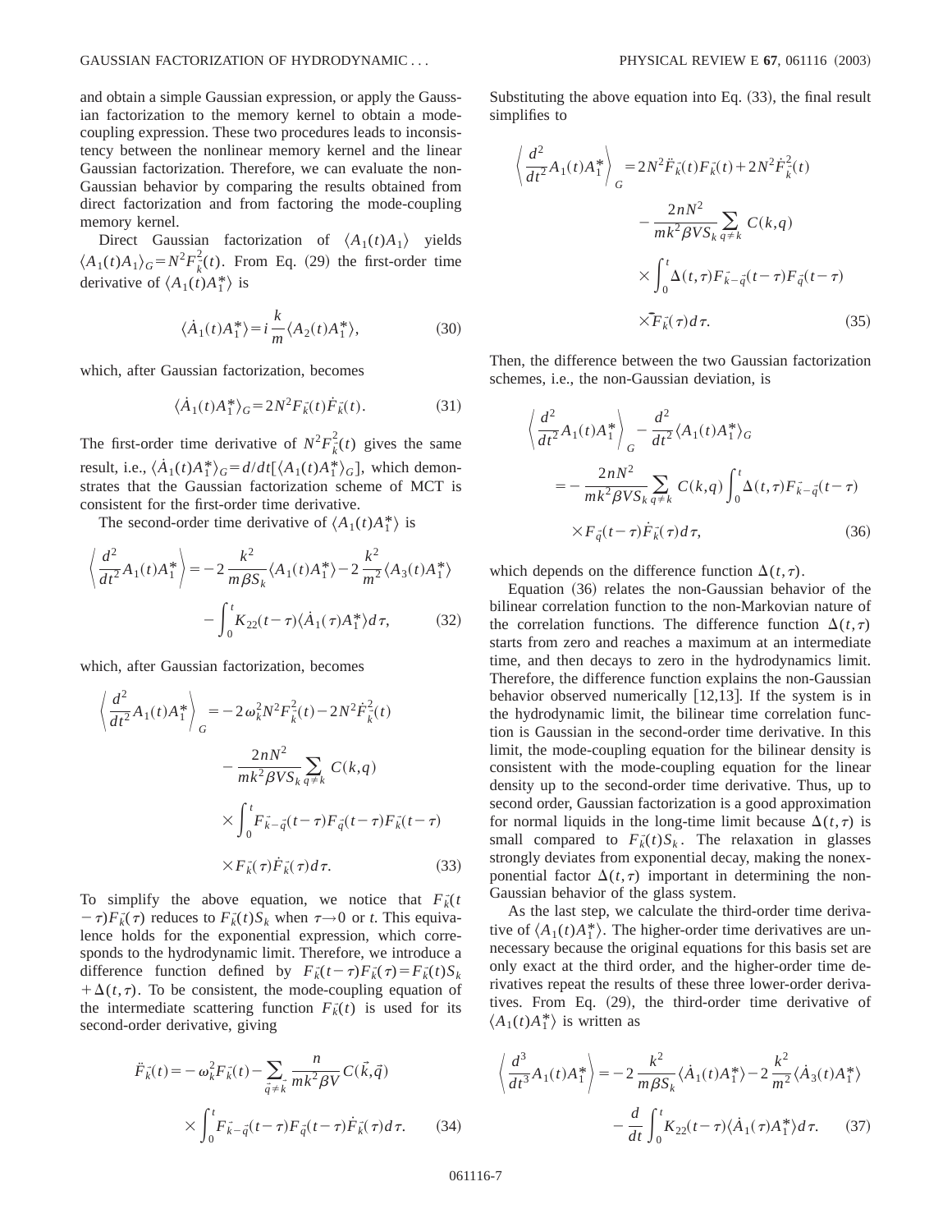and obtain a simple Gaussian expression, or apply the Gaussian factorization to the memory kernel to obtain a mode-coupling expression. These two procedures leads to inconsistency between the nonlinear memory kernel and the linear Gaussian factorization. Therefore, we can evaluate the non-Gaussian behavior by comparing the results obtained from direct factorization and from factoring the mode-coupling memory kernel.

Direct Gaussian factorization of $\langle A_1(t)A_1\rangle$ yields $\langle A_1(t)A_1\rangle_G = N^2F_{\vec{k}}^2(t)$. From Eq. (29) the first-order time derivative of $\langle A_1(t)A_1^*\rangle$ is

$$\langle \dot{A}_1(t)A_1^*\rangle = i\frac{k}{m}\langle A_2(t)A_1^*\rangle, \tag{30}$$

which, after Gaussian factorization, becomes

$$\langle \dot{A}_1(t)A_1^*\rangle_G = 2N^2F_{\vec{k}}(t)\dot{F}_{\vec{k}}(t). \tag{31}$$

The first-order time derivative of $N^2F_{\vec{k}}^2(t)$ gives the same result, i.e., $\langle \dot{A}_1(t)A_1^*\rangle_G = d/dt[\langle A_1(t)A_1^*\rangle_G]$, which demonstrates that the Gaussian factorization scheme of MCT is consistent for the first-order time derivative.

The second-order time derivative of $\langle A_1(t)A_1^*\rangle$ is

$$\left\langle \frac{d^2}{dt^2}A_1(t)A_1^*\right\rangle = -2\frac{k^2}{m\beta S_k}\langle A_1(t)A_1^*\rangle - 2\frac{k^2}{m^2}\langle A_3(t)A_1^*\rangle - \int_0^t K_{22}(t-\tau)\langle \dot{A}_1(\tau)A_1^*\rangle d\tau, \tag{32}$$

which, after Gaussian factorization, becomes

$$\left\langle \frac{d^2}{dt^2}A_1(t)A_1^*\right\rangle_G = -2\omega_k^2N^2F_{\vec{k}}^2(t) - 2N^2\dot{F}_{\vec{k}}^2(t) - \frac{2nN^2}{mk^2\beta VS_k}\sum_{q\neq k}C(k,q)\times\int_0^t F_{\vec{k}-\vec{q}}(t-\tau)F_{\vec{q}}(t-\tau)F_{\vec{k}}(t-\tau)\times F_{\vec{k}}(\tau)\dot{F}_{\vec{k}}(\tau)d\tau. \tag{33}$$

To simplify the above equation, we notice that $F_{\vec{k}}(t-\tau)F_{\vec{k}}(\tau)$ reduces to $F_{\vec{k}}(t)S_k$ when $\tau\to 0$ or $t$. This equivalence holds for the exponential expression, which corresponds to the hydrodynamic limit. Therefore, we introduce a difference function defined by $F_{\vec{k}}(t-\tau)F_{\vec{k}}(\tau) = F_{\vec{k}}(t)S_k + \Delta(t,\tau)$. To be consistent, the mode-coupling equation of the intermediate scattering function $F_{\vec{k}}(t)$ is used for its second-order derivative, giving

$$\ddot{F}_{\vec{k}}(t) = -\omega_k^2F_{\vec{k}}(t) - \sum_{\vec{q}\neq\vec{k}}\frac{n}{mk^2\beta V}C(\vec{k},\vec{q})\times\int_0^t F_{\vec{k}-\vec{q}}(t-\tau)F_{\vec{q}}(t-\tau)\dot{F}_{\vec{k}}(\tau)d\tau. \tag{34}$$

Substituting the above equation into Eq. (33), the final result simplifies to

$$\left\langle \frac{d^2}{dt^2}A_1(t)A_1^*\right\rangle_G = 2N^2\ddot{F}_{\vec{k}}(t)F_{\vec{k}}(t) + 2N^2\dot{F}_{\vec{k}}^2(t) - \frac{2nN^2}{mk^2\beta VS_k}\sum_{q\neq k}C(k,q)\times\int_0^t\Delta(t,\tau)F_{\vec{k}-\vec{q}}(t-\tau)F_{\vec{q}}(t-\tau)\times\dot{F}_{\vec{k}}(\tau)d\tau. \tag{35}$$

Then, the difference between the two Gaussian factorization schemes, i.e., the non-Gaussian deviation, is

$$\left\langle \frac{d^2}{dt^2}A_1(t)A_1^*\right\rangle_G - \frac{d^2}{dt^2}\langle A_1(t)A_1^*\rangle_G = -\frac{2nN^2}{mk^2\beta VS_k}\sum_{q\neq k}C(k,q)\int_0^t\Delta(t,\tau)F_{\vec{k}-\vec{q}}(t-\tau)\times F_{\vec{q}}(t-\tau)\dot{F}_{\vec{k}}(\tau)d\tau, \tag{36}$$

which depends on the difference function $\Delta(t,\tau)$.

Equation (36) relates the non-Gaussian behavior of the bilinear correlation function to the non-Markovian nature of the correlation functions. The difference function $\Delta(t,\tau)$ starts from zero and reaches a maximum at an intermediate time, and then decays to zero in the hydrodynamics limit. Therefore, the difference function explains the non-Gaussian behavior observed numerically [12,13]. If the system is in the hydrodynamic limit, the bilinear time correlation function is Gaussian in the second-order time derivative. In this limit, the mode-coupling equation for the bilinear density is consistent with the mode-coupling equation for the linear density up to the second-order time derivative. Thus, up to second order, Gaussian factorization is a good approximation for normal liquids in the long-time limit because $\Delta(t,\tau)$ is small compared to $F_{\vec{k}}(t)S_k$. The relaxation in glasses strongly deviates from exponential decay, making the nonexponential factor $\Delta(t,\tau)$ important in determining the non-Gaussian behavior of the glass system.

As the last step, we calculate the third-order time derivative of $\langle A_1(t)A_1^*\rangle$. The higher-order time derivatives are unnecessary because the original equations for this basis set are only exact at the third order, and the higher-order time derivatives repeat the results of these three lower-order derivatives. From Eq. (29), the third-order time derivative of $\langle A_1(t)A_1^*\rangle$ is written as

$$\left\langle \frac{d^3}{dt^3}A_1(t)A_1^*\right\rangle = -2\frac{k^2}{m\beta S_k}\langle \dot{A}_1(t)A_1^*\rangle - 2\frac{k^2}{m^2}\langle \dot{A}_3(t)A_1^*\rangle - \frac{d}{dt}\int_0^t K_{22}(t-\tau)\langle \dot{A}_1(\tau)A_1^*\rangle d\tau. \tag{37}$$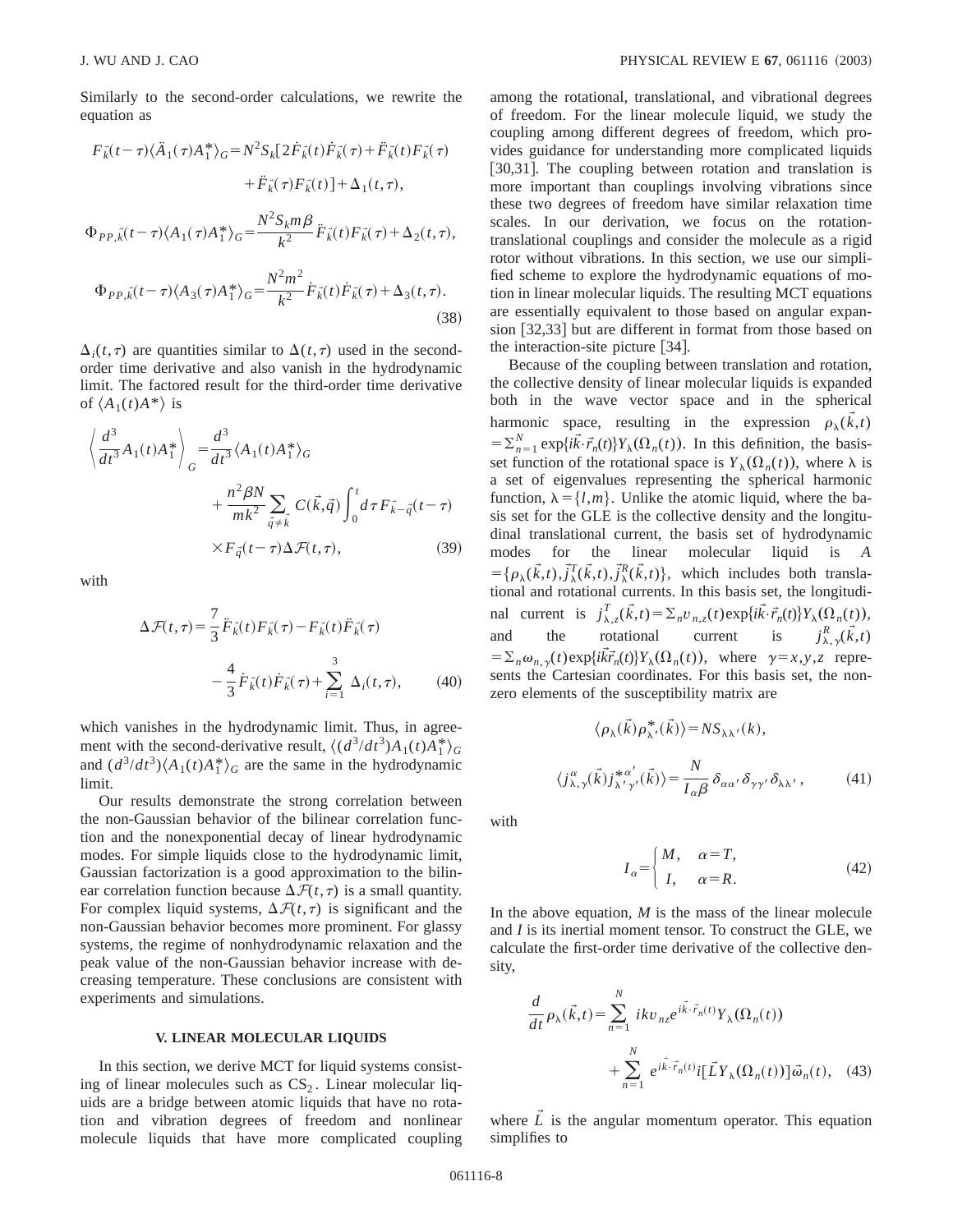Similarly to the second-order calculations, we rewrite the equation as

$$F_{\vec{k}}(t-\tau)\langle \ddot{A}_1(\tau)A_1^*\rangle_G = N^2 S_k[2\dot{F}_{\vec{k}}(t)\dot{F}_{\vec{k}}(\tau)+\ddot{F}_{\vec{k}}(t)F_{\vec{k}}(\tau) + \ddot{F}_{\vec{k}}(\tau)F_{\vec{k}}(t)] + \Delta_1(t,\tau),$$

$$\Phi_{PP,\vec{k}}(t-\tau)\langle A_1(\tau)A_1^*\rangle_G = \frac{N^2 S_k m\beta}{k^2}\ddot{F}_{\vec{k}}(t)F_{\vec{k}}(\tau)+\Delta_2(t,\tau),$$

$$\Phi_{PP,\vec{k}}(t-\tau)\langle A_3(\tau)A_1^*\rangle_G = \frac{N^2 m^2}{k^2}\dot{F}_{\vec{k}}(t)\dot{F}_{\vec{k}}(\tau)+\Delta_3(t,\tau). \tag{38}$$

$\Delta_i(t,\tau)$ are quantities similar to $\Delta(t,\tau)$ used in the second-order time derivative and also vanish in the hydrodynamic limit. The factored result for the third-order time derivative of $\langle A_1(t)A^*\rangle$ is

$$\left\langle \frac{d^3}{dt^3}A_1(t)A_1^*\right\rangle_G = \frac{d^3}{dt^3}\langle A_1(t)A_1^*\rangle_G + \frac{n^2\beta N}{mk^2}\sum_{\vec{q}\neq\vec{k}} C(\vec{k},\vec{q})\int_0^t d\tau F_{\vec{k}-\vec{q}}(t-\tau) \times F_{\vec{q}}(t-\tau)\Delta\mathcal{F}(t,\tau), \tag{39}$$

with

$$\Delta\mathcal{F}(t,\tau) = \frac{7}{3}\ddot{F}_{\vec{k}}(t)F_{\vec{k}}(\tau) - F_{\vec{k}}(t)\ddot{F}_{\vec{k}}(\tau) - \frac{4}{3}\dot{F}_{\vec{k}}(t)\dot{F}_{\vec{k}}(\tau) + \sum_{i=1}^{3}\Delta_i(t,\tau), \tag{40}$$

which vanishes in the hydrodynamic limit. Thus, in agreement with the second-derivative result, $\langle (d^3/dt^3)A_1(t)A_1^*\rangle_G$ and $(d^3/dt^3)\langle A_1(t)A_1^*\rangle_G$ are the same in the hydrodynamic limit.

Our results demonstrate the strong correlation between the non-Gaussian behavior of the bilinear correlation function and the nonexponential decay of linear hydrodynamic modes. For simple liquids close to the hydrodynamic limit, Gaussian factorization is a good approximation to the bilinear correlation function because $\Delta\mathcal{F}(t,\tau)$ is a small quantity. For complex liquid systems, $\Delta\mathcal{F}(t,\tau)$ is significant and the non-Gaussian behavior becomes more prominent. For glassy systems, the regime of nonhydrodynamic relaxation and the peak value of the non-Gaussian behavior increase with decreasing temperature. These conclusions are consistent with experiments and simulations.

## V. LINEAR MOLECULAR LIQUIDS

In this section, we derive MCT for liquid systems consisting of linear molecules such as $CS_2$. Linear molecular liquids are a bridge between atomic liquids that have no rotation and vibration degrees of freedom and nonlinear molecule liquids that have more complicated coupling among the rotational, translational, and vibrational degrees of freedom. For the linear molecule liquid, we study the coupling among different degrees of freedom, which provides guidance for understanding more complicated liquids [30,31]. The coupling between rotation and translation is more important than couplings involving vibrations since these two degrees of freedom have similar relaxation time scales. In our derivation, we focus on the rotation-translational couplings and consider the molecule as a rigid rotor without vibrations. In this section, we use our simplified scheme to explore the hydrodynamic equations of motion in linear molecular liquids. The resulting MCT equations are essentially equivalent to those based on angular expansion [32,33] but are different in format from those based on the interaction-site picture [34].

Because of the coupling between translation and rotation, the collective density of linear molecular liquids is expanded both in the wave vector space and in the spherical harmonic space, resulting in the expression $\rho_\lambda(\vec{k},t) = \sum_{n=1}^N \exp\{i\vec{k}\cdot\vec{r}_n(t)\}Y_\lambda(\Omega_n(t))$. In this definition, the basis-set function of the rotational space is $Y_\lambda(\Omega_n(t))$, where $\lambda$ is a set of eigenvalues representing the spherical harmonic function, $\lambda=\{l,m\}$. Unlike the atomic liquid, where the basis set for the GLE is the collective density and the longitudinal translational current, the basis set of hydrodynamic modes for the linear molecular liquid is $A = \{\rho_\lambda(\vec{k},t), \vec{j}^T_\lambda(\vec{k},t), \vec{j}^R_\lambda(\vec{k},t)\}$, which includes both translational and rotational currents. In this basis set, the longitudinal current is $j^T_{\lambda,z}(\vec{k},t) = \sum_n v_{n,z}(t)\exp\{i\vec{k}\cdot\vec{r}_n(t)\}Y_\lambda(\Omega_n(t))$, and the rotational current is $j^R_{\lambda,\gamma}(\vec{k},t) = \sum_n \omega_{n,\gamma}(t)\exp\{i\vec{k}\vec{r}_n(t)\}Y_\lambda(\Omega_n(t))$, where $\gamma=x,y,z$ represents the Cartesian coordinates. For this basis set, the nonzero elements of the susceptibility matrix are

$$\langle \rho_\lambda(\vec{k})\rho^*_{\lambda'}(\vec{k})\rangle = NS_{\lambda\lambda'}(k),$$

$$\langle j^\alpha_{\lambda,\gamma}(\vec{k}) j^{*\alpha'}_{\lambda',\gamma'}(\vec{k})\rangle = \frac{N}{I_\alpha\beta}\delta_{\alpha\alpha'}\delta_{\gamma\gamma'}\delta_{\lambda\lambda'}, \tag{41}$$

with

$$I_\alpha = \begin{cases} M, & \alpha = T, \\ I, & \alpha = R. \end{cases} \tag{42}$$

In the above equation, $M$ is the mass of the linear molecule and $I$ is its inertial moment tensor. To construct the GLE, we calculate the first-order time derivative of the collective density,

$$\frac{d}{dt}\rho_\lambda(\vec{k},t) = \sum_{n=1}^N ikv_{nz}e^{i\vec{k}\cdot\vec{r}_n(t)}Y_\lambda(\Omega_n(t)) + \sum_{n=1}^N e^{i\vec{k}\cdot\vec{r}_n(t)} i[\vec{L}Y_\lambda(\Omega_n(t))]\vec{\omega}_n(t), \tag{43}$$

where $\vec{L}$ is the angular momentum operator. This equation simplifies to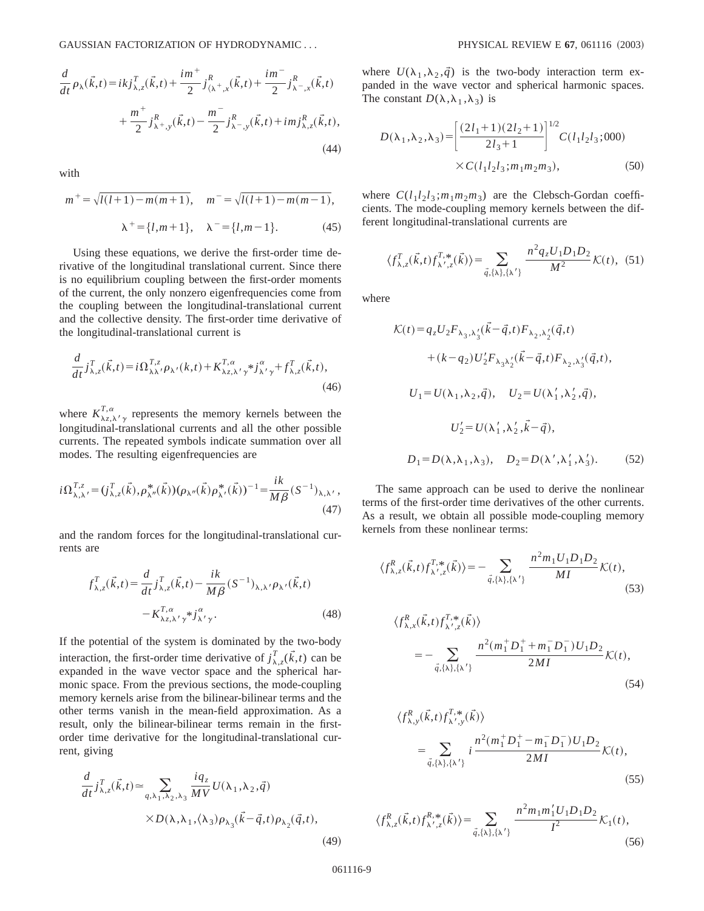$$\frac{d}{dt}\rho_\lambda(\vec{k},t) = ikj^T_{\lambda,z}(\vec{k},t) + \frac{im^+}{2}j^R_{\langle\lambda^+,x}(\vec{k},t) + \frac{im^-}{2}j^R_{\lambda^-,x}(\vec{k},t) + \frac{m^+}{2}j^R_{\lambda^+,y}(\vec{k},t) - \frac{m^-}{2}j^R_{\lambda^-,y}(\vec{k},t) + imj^R_{\lambda,z}(\vec{k},t), \tag{44}$$

with

$$m^+ = \sqrt{l(l+1) - m(m+1)}, \quad m^- = \sqrt{l(l+1) - m(m-1)},$$

$$\lambda^+ = \{l, m+1\}, \quad \lambda^- = \{l, m-1\}. \tag{45}$$

Using these equations, we derive the first-order time derivative of the longitudinal translational current. Since there is no equilibrium coupling between the first-order moments of the current, the only nonzero eigenfrequencies come from the coupling between the longitudinal-translational current and the collective density. The first-order time derivative of the longitudinal-translational current is

$$\frac{d}{dt}j^T_{\lambda,z}(\vec{k},t) = i\Omega^{T,z}_{\lambda\lambda'}\rho_{\lambda'}(k,t) + K^{T,\alpha}_{\lambda z,\lambda'\gamma} * j^\alpha_{\lambda'\gamma} + f^T_{\lambda,z}(\vec{k},t), \tag{46}$$

where $K^{T,\alpha}_{\lambda z,\lambda'\gamma}$ represents the memory kernels between the longitudinal-translational currents and all the other possible currents. The repeated symbols indicate summation over all modes. The resulting eigenfrequencies are

$$i\Omega^{T,z}_{\lambda,\lambda'} = (j^T_{\lambda,z}(\vec{k}), \rho^*_{\lambda''}(\vec{k}))(\rho_{\lambda''}(\vec{k})\rho^*_{\lambda'}(\vec{k}))^{-1} = \frac{ik}{M\beta}(S^{-1})_{\lambda,\lambda'}, \tag{47}$$

and the random forces for the longitudinal-translational currents are

$$f^T_{\lambda,z}(\vec{k},t) = \frac{d}{dt}j^T_{\lambda,z}(\vec{k},t) - \frac{ik}{M\beta}(S^{-1})_{\lambda,\lambda'}\rho_{\lambda'}(\vec{k},t) - K^{T,\alpha}_{\lambda z,\lambda'\gamma} * j^\alpha_{\lambda'\gamma}. \tag{48}$$

If the potential of the system is dominated by the two-body interaction, the first-order time derivative of $j^T_{\lambda,z}(\vec{k},t)$ can be expanded in the wave vector space and the spherical harmonic space. From the previous sections, the mode-coupling memory kernels arise from the bilinear-bilinear terms and the other terms vanish in the mean-field approximation. As a result, only the bilinear-bilinear terms remain in the first-order time derivative for the longitudinal-translational current, giving

$$\frac{d}{dt}j^T_{\lambda,z}(\vec{k},t) \simeq \sum_{q,\lambda_1,\lambda_2,\lambda_3} \frac{iq_z}{MV}U(\lambda_1,\lambda_2,\vec{q}) \times D(\lambda,\lambda_1,\langle\lambda_3)\rho_{\lambda_3}(\vec{k}-\vec{q},t)\rho_{\lambda_2}(\vec{q},t), \tag{49}$$

where $U(\lambda_1,\lambda_2,\vec{q})$ is the two-body interaction term expanded in the wave vector and spherical harmonic spaces. The constant $D(\lambda,\lambda_1,\lambda_3)$ is

$$D(\lambda_1,\lambda_2,\lambda_3) = \left[\frac{(2l_1+1)(2l_2+1)}{2l_3+1}\right]^{1/2} C(l_1l_2l_3;000) \times C(l_1l_2l_3;m_1m_2m_3), \tag{50}$$

where $C(l_1l_2l_3;m_1m_2m_3)$ are the Clebsch-Gordan coefficients. The mode-coupling memory kernels between the different longitudinal-translational currents are

$$\langle f^T_{\lambda,z}(\vec{k},t)f^{T,*}_{\lambda',z}(\vec{k})\rangle = \sum_{\vec{q},\{\lambda\},\{\lambda'\}} \frac{n^2q_zU_1D_1D_2}{M^2}\mathcal{K}(t), \tag{51}$$

where

$$\mathcal{K}(t) = q_zU_2F_{\lambda_3,\lambda_3'}(\vec{k}-\vec{q},t)F_{\lambda_2,\lambda_2'}(\vec{q},t) + (k-q_2)U_2'F_{\lambda_3\lambda_2'}(\vec{k}-\vec{q},t)F_{\lambda_2,\lambda_3'}(\vec{q},t),$$

$$U_1 = U(\lambda_1,\lambda_2,\vec{q}), \quad U_2 = U(\lambda_1',\lambda_2',\vec{q}),$$

$$U_2' = U(\lambda_1',\lambda_2',\vec{k}-\vec{q}),$$

$$D_1 = D(\lambda,\lambda_1,\lambda_3), \quad D_2 = D(\lambda',\lambda_1',\lambda_3'). \tag{52}$$

The same approach can be used to derive the nonlinear terms of the first-order time derivatives of the other currents. As a result, we obtain all possible mode-coupling memory kernels from these nonlinear terms:

$$\langle f^R_{\lambda,z}(\vec{k},t)f^{T,*}_{\lambda',z}(\vec{k})\rangle = -\sum_{\vec{q},\{\lambda\},\{\lambda'\}} \frac{n^2m_1U_1D_1D_2}{MI}\mathcal{K}(t), \tag{53}$$

$$\langle f^R_{\lambda,x}(\vec{k},t)f^{T,*}_{\lambda',z}(\vec{k})\rangle = -\sum_{\vec{q},\{\lambda\},\{\lambda'\}} \frac{n^2(m_1^+D_1^+ + m_1^-D_1^-)U_1D_2}{2MI}\mathcal{K}(t), \tag{54}$$

$$\langle f^R_{\lambda,y}(\vec{k},t)f^{T,*}_{\lambda',y}(\vec{k})\rangle = \sum_{\vec{q},\{\lambda\},\{\lambda'\}} i\frac{n^2(m_1^+D_1^+ - m_1^-D_1^-)U_1D_2}{2MI}\mathcal{K}(t), \tag{55}$$

$$\langle f^R_{\lambda,z}(\vec{k},t)f^{R,*}_{\lambda',z}(\vec{k})\rangle = \sum_{\vec{q},\{\lambda\},\{\lambda'\}} \frac{n^2m_1m_1'U_1D_1D_2}{I^2}\mathcal{K}_1(t), \tag{56}$$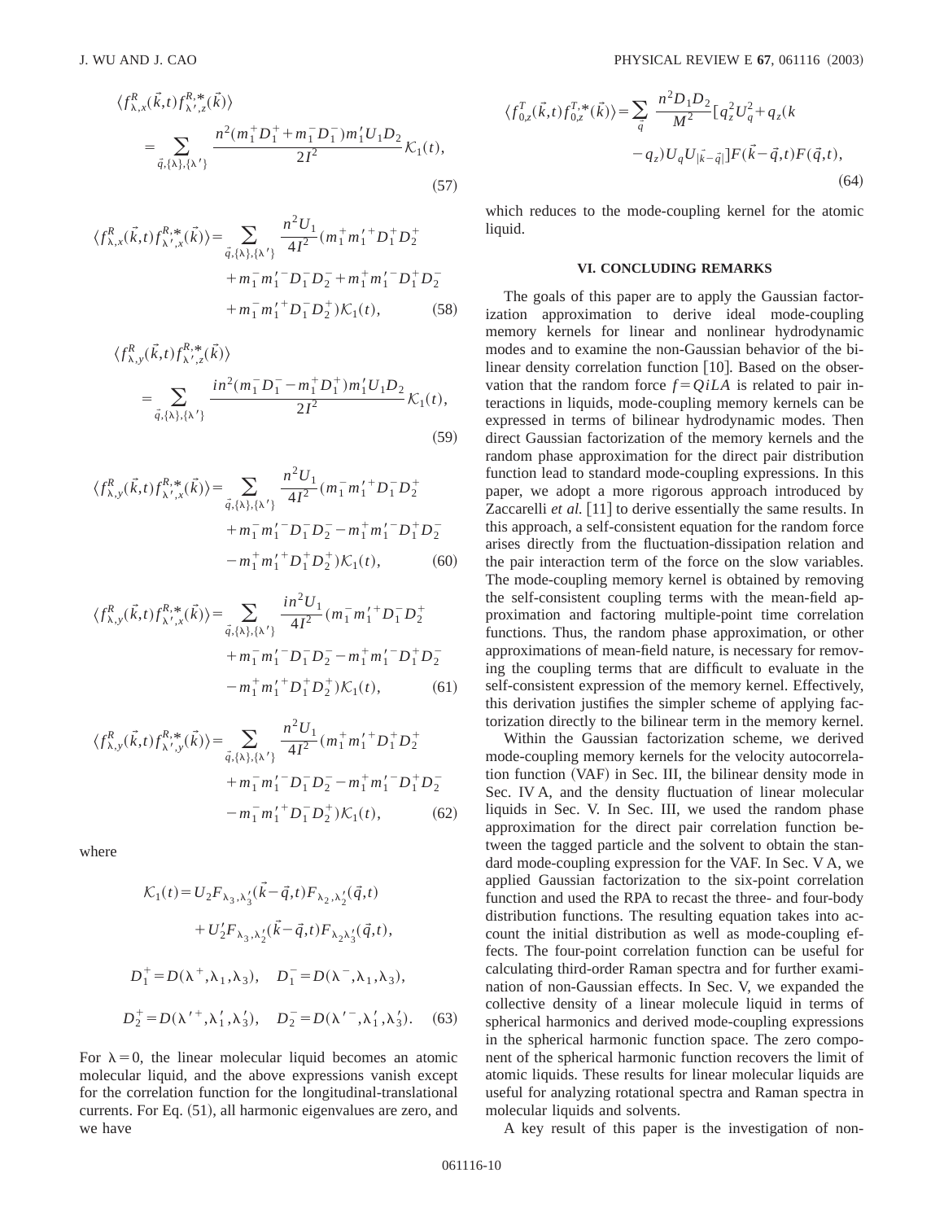$$\langle f^{R}_{\lambda,x}(\vec{k},t) f^{R,*}_{\lambda',z}(\vec{k})\rangle = \sum_{\vec{q},\{\lambda\},\{\lambda'\}} \frac{n^2(m_1^+ D_1^+ + m_1^- D_1^-) m_1' U_1 D_2}{2I^2} \mathcal{K}_1(t), \tag{57}$$

$$\langle f^{R}_{\lambda,x}(\vec{k},t) f^{R,*}_{\lambda',x}(\vec{k})\rangle = \sum_{\vec{q},\{\lambda\},\{\lambda'\}} \frac{n^2 U_1}{4I^2} (m_1^+ m_1'^+ D_1^+ D_2^+ + m_1^- m_1'^- D_1^- D_2^- + m_1^+ m_1'^- D_1^+ D_2^- + m_1^- m_1'^+ D_1^- D_2^+) \mathcal{K}_1(t), \tag{58}$$

$$\langle f^{R}_{\lambda,y}(\vec{k},t) f^{R,*}_{\lambda',z}(\vec{k})\rangle = \sum_{\vec{q},\{\lambda\},\{\lambda'\}} \frac{in^2(m_1^- D_1^- - m_1^+ D_1^+) m_1' U_1 D_2}{2I^2} \mathcal{K}_1(t), \tag{59}$$

$$\langle f^{R}_{\lambda,y}(\vec{k},t) f^{R,*}_{\lambda',x}(\vec{k})\rangle = \sum_{\vec{q},\{\lambda\},\{\lambda'\}} \frac{n^2 U_1}{4I^2} (m_1^- m_1'^+ D_1^- D_2^+ + m_1^- m_1'^- D_1^- D_2^- - m_1^+ m_1'^- D_1^+ D_2^- - m_1^+ m_1'^+ D_1^+ D_2^+) \mathcal{K}_1(t), \tag{60}$$

$$\langle f^{R}_{\lambda,y}(\vec{k},t) f^{R,*}_{\lambda',x}(\vec{k})\rangle = \sum_{\vec{q},\{\lambda\},\{\lambda'\}} \frac{in^2 U_1}{4I^2} (m_1^- m_1'^+ D_1^- D_2^+ + m_1^- m_1'^- D_1^- D_2^- - m_1^+ m_1'^- D_1^+ D_2^- - m_1^+ m_1'^+ D_1^+ D_2^+) \mathcal{K}_1(t), \tag{61}$$

$$\langle f^{R}_{\lambda,y}(\vec{k},t) f^{R,*}_{\lambda',y}(\vec{k})\rangle = \sum_{\vec{q},\{\lambda\},\{\lambda'\}} \frac{n^2 U_1}{4I^2} (m_1^+ m_1'^+ D_1^+ D_2^+ + m_1^- m_1'^- D_1^- D_2^- - m_1^+ m_1'^- D_1^+ D_2^- - m_1^- m_1'^+ D_1^- D_2^+) \mathcal{K}_1(t), \tag{62}$$

where

$$\mathcal{K}_1(t) = U_2 F_{\lambda_3,\lambda_3'}(\vec{k}-\vec{q},t) F_{\lambda_2,\lambda_2'}(\vec{q},t) + U_2' F_{\lambda_3,\lambda_2'}(\vec{k}-\vec{q},t) F_{\lambda_2 \lambda_3'}(\vec{q},t),$$

$$D_1^+ = D(\lambda^+,\lambda_1,\lambda_3), \quad D_1^- = D(\lambda^-,\lambda_1,\lambda_3),$$

$$D_2^+ = D(\lambda'^+,\lambda_1',\lambda_3'), \quad D_2^- = D(\lambda'^-,\lambda_1',\lambda_3'). \tag{63}$$

For $\lambda=0$, the linear molecular liquid becomes an atomic molecular liquid, and the above expressions vanish except for the correlation function for the longitudinal-translational currents. For Eq. (51), all harmonic eigenvalues are zero, and we have

$$\langle f^{T}_{0,z}(\vec{k},t) f^{T,*}_{0,z}(\vec{k})\rangle = \sum_{\vec{q}} \frac{n^2 D_1 D_2}{M^2} [q_z^2 U_q^2 + q_z(k - q_z) U_q U_{|\vec{k}-\vec{q}|}] F(\vec{k}-\vec{q},t) F(\vec{q},t), \tag{64}$$

which reduces to the mode-coupling kernel for the atomic liquid.

## VI. CONCLUDING REMARKS

The goals of this paper are to apply the Gaussian factorization approximation to derive ideal mode-coupling memory kernels for linear and nonlinear hydrodynamic modes and to examine the non-Gaussian behavior of the bilinear density correlation function [10]. Based on the observation that the random force $f=QiLA$ is related to pair interactions in liquids, mode-coupling memory kernels can be expressed in terms of bilinear hydrodynamic modes. Then direct Gaussian factorization of the memory kernels and the random phase approximation for the direct pair distribution function lead to standard mode-coupling expressions. In this paper, we adopt a more rigorous approach introduced by Zaccarelli *et al.* [11] to derive essentially the same results. In this approach, a self-consistent equation for the random force arises directly from the fluctuation-dissipation relation and the pair interaction term of the force on the slow variables. The mode-coupling memory kernel is obtained by removing the self-consistent coupling terms with the mean-field approximation and factoring multiple-point time correlation functions. Thus, the random phase approximation, or other approximations of mean-field nature, is necessary for removing the coupling terms that are difficult to evaluate in the self-consistent expression of the memory kernel. Effectively, this derivation justifies the simpler scheme of applying factorization directly to the bilinear term in the memory kernel.

Within the Gaussian factorization scheme, we derived mode-coupling memory kernels for the velocity autocorrelation function (VAF) in Sec. III, the bilinear density mode in Sec. IV A, and the density fluctuation of linear molecular liquids in Sec. V. In Sec. III, we used the random phase approximation for the direct pair correlation function between the tagged particle and the solvent to obtain the standard mode-coupling expression for the VAF. In Sec. V A, we applied Gaussian factorization to the six-point correlation function and used the RPA to recast the three- and four-body distribution functions. The resulting equation takes into account the initial distribution as well as mode-coupling effects. The four-point correlation function can be useful for calculating third-order Raman spectra and for further examination of non-Gaussian effects. In Sec. V, we expanded the collective density of a linear molecule liquid in terms of spherical harmonics and derived mode-coupling expressions in the spherical harmonic function space. The zero component of the spherical harmonic function recovers the limit of atomic liquids. These results for linear molecular liquids are useful for analyzing rotational spectra and Raman spectra in molecular liquids and solvents.

A key result of this paper is the investigation of non-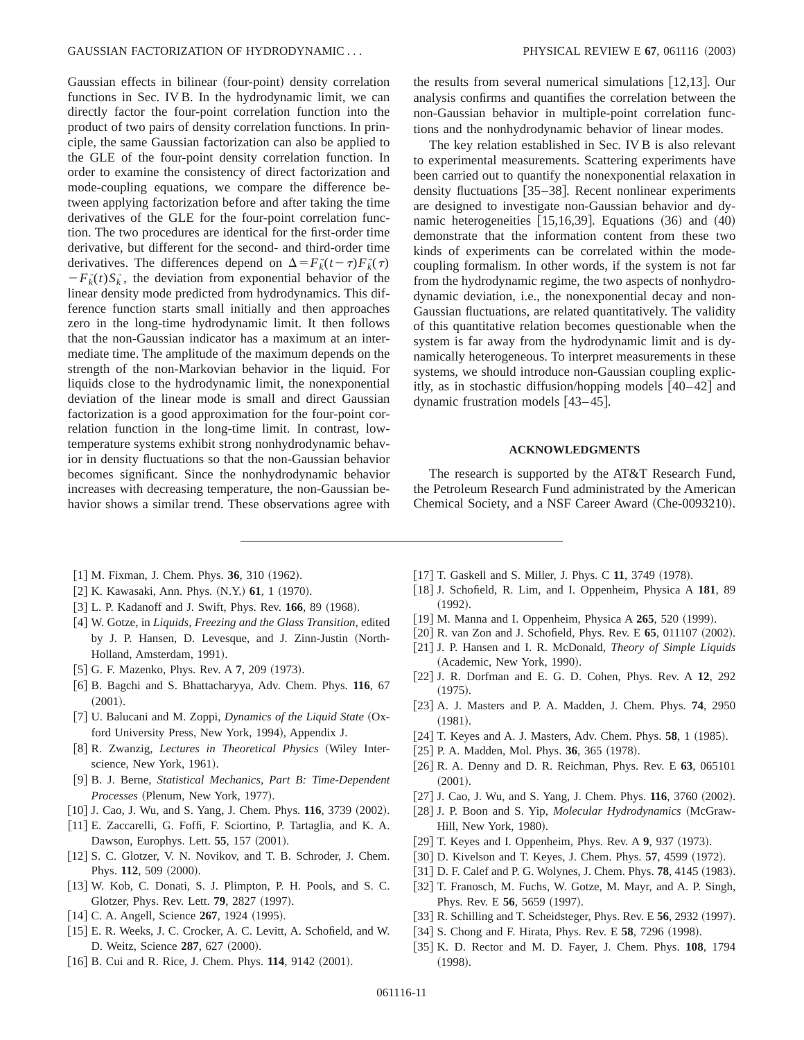Gaussian effects in bilinear (four-point) density correlation functions in Sec. IV B. In the hydrodynamic limit, we can directly factor the four-point correlation function into the product of two pairs of density correlation functions. In principle, the same Gaussian factorization can also be applied to the GLE of the four-point density correlation function. In order to examine the consistency of direct factorization and mode-coupling equations, we compare the difference between applying factorization before and after taking the time derivatives of the GLE for the four-point correlation function. The two procedures are identical for the first-order time derivative, but different for the second- and third-order time derivatives. The differences depend on $\Delta = F_{\vec{k}}(t-\tau)F_{\vec{k}}(\tau) - F_{\vec{k}}(t)S_{\vec{k}}$, the deviation from exponential behavior of the linear density mode predicted from hydrodynamics. This difference function starts small initially and then approaches zero in the long-time hydrodynamic limit. It then follows that the non-Gaussian indicator has a maximum at an intermediate time. The amplitude of the maximum depends on the strength of the non-Markovian behavior in the liquid. For liquids close to the hydrodynamic limit, the nonexponential deviation of the linear mode is small and direct Gaussian factorization is a good approximation for the four-point correlation function in the long-time limit. In contrast, low-temperature systems exhibit strong nonhydrodynamic behavior in density fluctuations so that the non-Gaussian behavior becomes significant. Since the nonhydrodynamic behavior increases with decreasing temperature, the non-Gaussian behavior shows a similar trend. These observations agree with the results from several numerical simulations [12,13]. Our analysis confirms and quantifies the correlation between the non-Gaussian behavior in multiple-point correlation functions and the nonhydrodynamic behavior of linear modes.

The key relation established in Sec. IV B is also relevant to experimental measurements. Scattering experiments have been carried out to quantify the nonexponential relaxation in density fluctuations [35–38]. Recent nonlinear experiments are designed to investigate non-Gaussian behavior and dynamic heterogeneities [15,16,39]. Equations (36) and (40) demonstrate that the information content from these two kinds of experiments can be correlated within the mode-coupling formalism. In other words, if the system is not far from the hydrodynamic regime, the two aspects of nonhydrodynamic deviation, i.e., the nonexponential decay and non-Gaussian fluctuations, are related quantitatively. The validity of this quantitative relation becomes questionable when the system is far away from the hydrodynamic limit and is dynamically heterogeneous. To interpret measurements in these systems, we should introduce non-Gaussian coupling explicitly, as in stochastic diffusion/hopping models [40–42] and dynamic frustration models [43–45].

## ACKNOWLEDGMENTS

The research is supported by the AT&T Research Fund, the Petroleum Research Fund administrated by the American Chemical Society, and a NSF Career Award (Che-0093210).

---

[1] M. Fixman, J. Chem. Phys. **36**, 310 (1962).
[2] K. Kawasaki, Ann. Phys. (N.Y.) **61**, 1 (1970).
[3] L. P. Kadanoff and J. Swift, Phys. Rev. **166**, 89 (1968).
[4] W. Gotze, in *Liquids, Freezing and the Glass Transition*, edited by J. P. Hansen, D. Levesque, and J. Zinn-Justin (North-Holland, Amsterdam, 1991).
[5] G. F. Mazenko, Phys. Rev. A **7**, 209 (1973).
[6] B. Bagchi and S. Bhattacharyya, Adv. Chem. Phys. **116**, 67 (2001).
[7] U. Balucani and M. Zoppi, *Dynamics of the Liquid State* (Oxford University Press, New York, 1994), Appendix J.
[8] R. Zwanzig, *Lectures in Theoretical Physics* (Wiley Interscience, New York, 1961).
[9] B. J. Berne, *Statistical Mechanics, Part B: Time-Dependent Processes* (Plenum, New York, 1977).
[10] J. Cao, J. Wu, and S. Yang, J. Chem. Phys. **116**, 3739 (2002).
[11] E. Zaccarelli, G. Foffi, F. Sciortino, P. Tartaglia, and K. A. Dawson, Europhys. Lett. **55**, 157 (2001).
[12] S. C. Glotzer, V. N. Novikov, and T. B. Schroder, J. Chem. Phys. **112**, 509 (2000).
[13] W. Kob, C. Donati, S. J. Plimpton, P. H. Pools, and S. C. Glotzer, Phys. Rev. Lett. **79**, 2827 (1997).
[14] C. A. Angell, Science **267**, 1924 (1995).
[15] E. R. Weeks, J. C. Crocker, A. C. Levitt, A. Schofield, and W. D. Weitz, Science **287**, 627 (2000).
[16] B. Cui and R. Rice, J. Chem. Phys. **114**, 9142 (2001).
[17] T. Gaskell and S. Miller, J. Phys. C **11**, 3749 (1978).
[18] J. Schofield, R. Lim, and I. Oppenheim, Physica A **181**, 89 (1992).
[19] M. Manna and I. Oppenheim, Physica A **265**, 520 (1999).
[20] R. van Zon and J. Schofield, Phys. Rev. E **65**, 011107 (2002).
[21] J. P. Hansen and I. R. McDonald, *Theory of Simple Liquids* (Academic, New York, 1990).
[22] J. R. Dorfman and E. G. D. Cohen, Phys. Rev. A **12**, 292 (1975).
[23] A. J. Masters and P. A. Madden, J. Chem. Phys. **74**, 2950 (1981).
[24] T. Keyes and A. J. Masters, Adv. Chem. Phys. **58**, 1 (1985).
[25] P. A. Madden, Mol. Phys. **36**, 365 (1978).
[26] R. A. Denny and D. R. Reichman, Phys. Rev. E **63**, 065101 (2001).
[27] J. Cao, J. Wu, and S. Yang, J. Chem. Phys. **116**, 3760 (2002).
[28] J. P. Boon and S. Yip, *Molecular Hydrodynamics* (McGraw-Hill, New York, 1980).
[29] T. Keyes and I. Oppenheim, Phys. Rev. A **9**, 937 (1973).
[30] D. Kivelson and T. Keyes, J. Chem. Phys. **57**, 4599 (1972).
[31] D. F. Calef and P. G. Wolynes, J. Chem. Phys. **78**, 4145 (1983).
[32] T. Franosch, M. Fuchs, W. Gotze, M. Mayr, and A. P. Singh, Phys. Rev. E **56**, 5659 (1997).
[33] R. Schilling and T. Scheidsteger, Phys. Rev. E **56**, 2932 (1997).
[34] S. Chong and F. Hirata, Phys. Rev. E **58**, 7296 (1998).
[35] K. D. Rector and M. D. Fayer, J. Chem. Phys. **108**, 1794 (1998).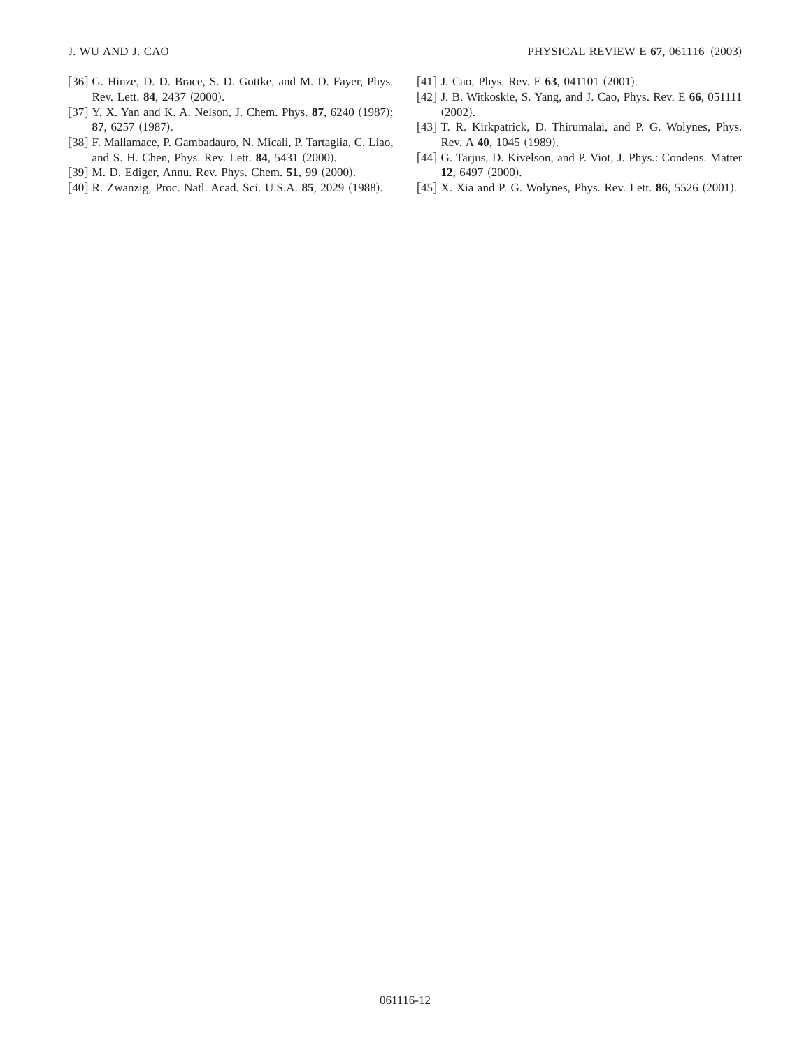[36] G. Hinze, D. D. Brace, S. D. Gottke, and M. D. Fayer, Phys. Rev. Lett. **84**, 2437 (2000).

[37] Y. X. Yan and K. A. Nelson, J. Chem. Phys. **87**, 6240 (1987); **87**, 6257 (1987).

[38] F. Mallamace, P. Gambadauro, N. Micali, P. Tartaglia, C. Liao, and S. H. Chen, Phys. Rev. Lett. **84**, 5431 (2000).

[39] M. D. Ediger, Annu. Rev. Phys. Chem. **51**, 99 (2000).

[40] R. Zwanzig, Proc. Natl. Acad. Sci. U.S.A. **85**, 2029 (1988).

[41] J. Cao, Phys. Rev. E **63**, 041101 (2001).

[42] J. B. Witkoskie, S. Yang, and J. Cao, Phys. Rev. E **66**, 051111 (2002).

[43] T. R. Kirkpatrick, D. Thirumalai, and P. G. Wolynes, Phys. Rev. A **40**, 1045 (1989).

[44] G. Tarjus, D. Kivelson, and P. Viot, J. Phys.: Condens. Matter **12**, 6497 (2000).

[45] X. Xia and P. G. Wolynes, Phys. Rev. Lett. **86**, 5526 (2001).